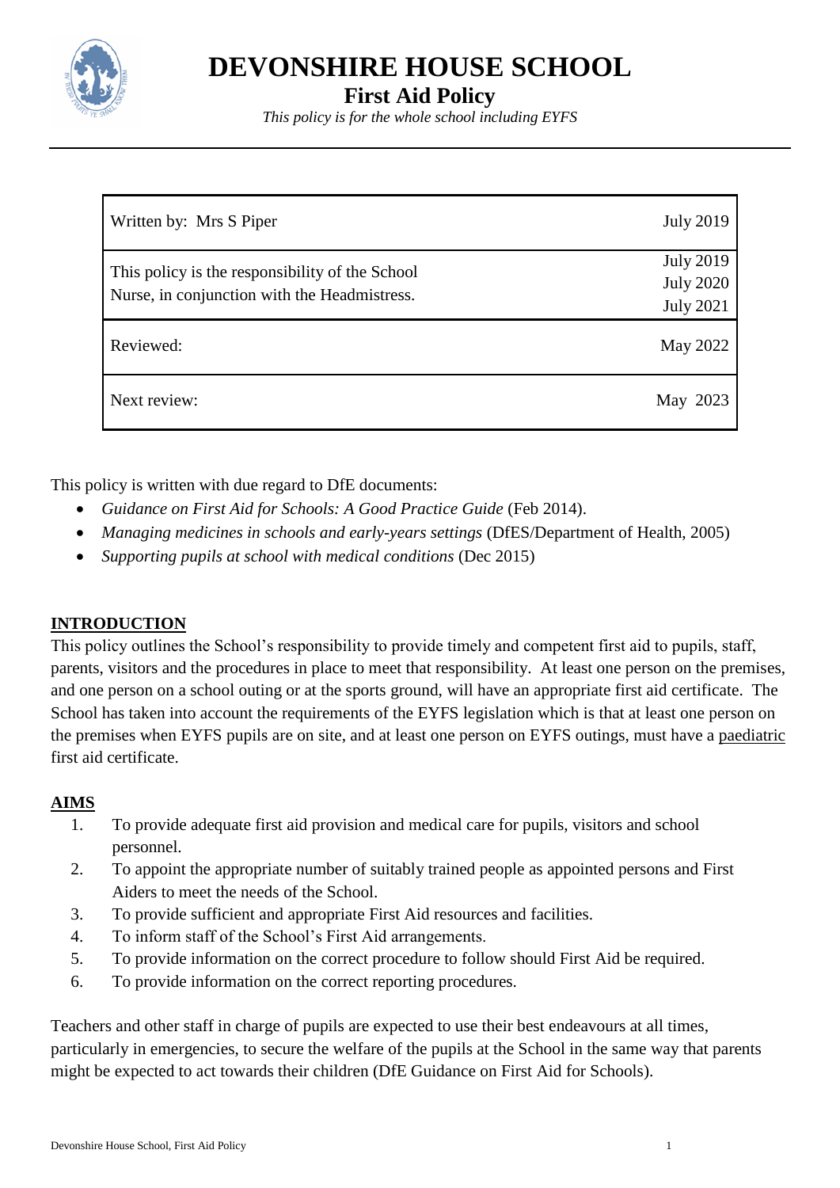# DEVONSHIRE HOUSE SCHOOL

## First Aid Policy

*This policy is for the whole school including EYFS*

| | |
|---|---|
| Written by: Mrs S Piper | July 2019 |
| This policy is the responsibility of the School Nurse, in conjunction with the Headmistress. | July 2019<br>July 2020<br>July 2021 |
| Reviewed: | May 2022 |
| Next review: | May 2023 |

This policy is written with due regard to DfE documents:

- *Guidance on First Aid for Schools: A Good Practice Guide* (Feb 2014).
- *Managing medicines in schools and early-years settings* (DfES/Department of Health, 2005)
- *Supporting pupils at school with medical conditions* (Dec 2015)

**INTRODUCTION**

This policy outlines the School's responsibility to provide timely and competent first aid to pupils, staff, parents, visitors and the procedures in place to meet that responsibility. At least one person on the premises, and one person on a school outing or at the sports ground, will have an appropriate first aid certificate. The School has taken into account the requirements of the EYFS legislation which is that at least one person on the premises when EYFS pupils are on site, and at least one person on EYFS outings, must have a paediatric first aid certificate.

**AIMS**

1. To provide adequate first aid provision and medical care for pupils, visitors and school personnel.
2. To appoint the appropriate number of suitably trained people as appointed persons and First Aiders to meet the needs of the School.
3. To provide sufficient and appropriate First Aid resources and facilities.
4. To inform staff of the School's First Aid arrangements.
5. To provide information on the correct procedure to follow should First Aid be required.
6. To provide information on the correct reporting procedures.

Teachers and other staff in charge of pupils are expected to use their best endeavours at all times, particularly in emergencies, to secure the welfare of the pupils at the School in the same way that parents might be expected to act towards their children (DfE Guidance on First Aid for Schools).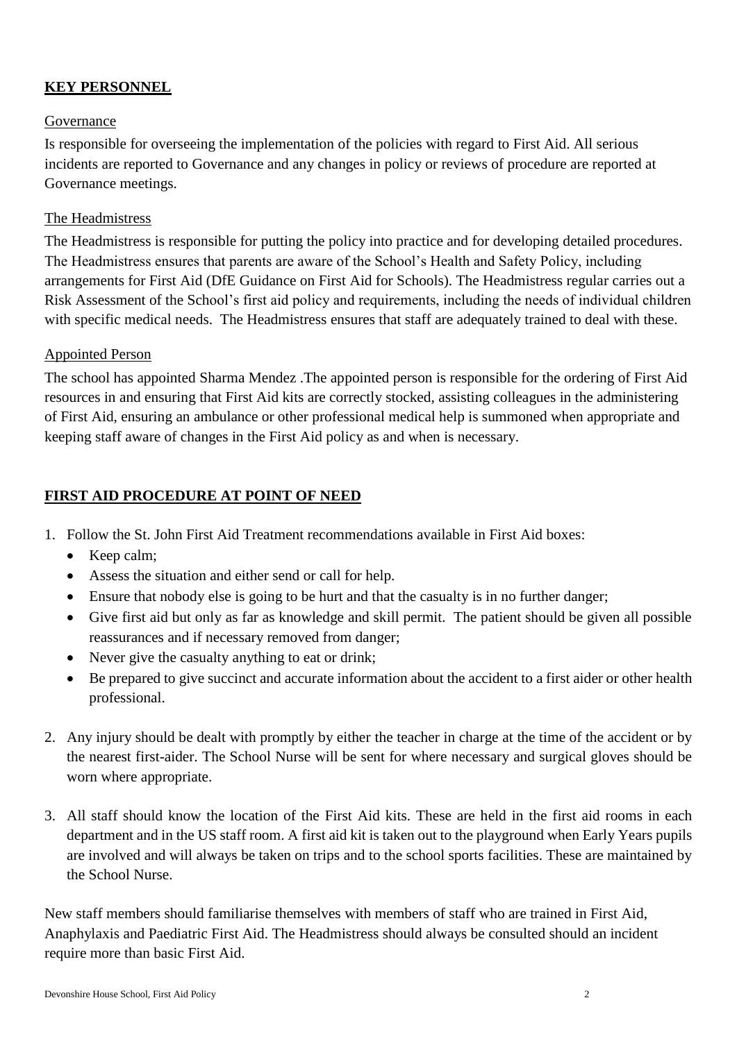## **KEY PERSONNEL**

### Governance

Is responsible for overseeing the implementation of the policies with regard to First Aid. All serious incidents are reported to Governance and any changes in policy or reviews of procedure are reported at Governance meetings.

### The Headmistress

The Headmistress is responsible for putting the policy into practice and for developing detailed procedures. The Headmistress ensures that parents are aware of the School's Health and Safety Policy, including arrangements for First Aid (DfE Guidance on First Aid for Schools). The Headmistress regular carries out a Risk Assessment of the School's first aid policy and requirements, including the needs of individual children with specific medical needs. The Headmistress ensures that staff are adequately trained to deal with these.

### Appointed Person

The school has appointed Sharma Mendez .The appointed person is responsible for the ordering of First Aid resources in and ensuring that First Aid kits are correctly stocked, assisting colleagues in the administering of First Aid, ensuring an ambulance or other professional medical help is summoned when appropriate and keeping staff aware of changes in the First Aid policy as and when is necessary.

## **FIRST AID PROCEDURE AT POINT OF NEED**

1. Follow the St. John First Aid Treatment recommendations available in First Aid boxes:
   - Keep calm;
   - Assess the situation and either send or call for help.
   - Ensure that nobody else is going to be hurt and that the casualty is in no further danger;
   - Give first aid but only as far as knowledge and skill permit. The patient should be given all possible reassurances and if necessary removed from danger;
   - Never give the casualty anything to eat or drink;
   - Be prepared to give succinct and accurate information about the accident to a first aider or other health professional.

2. Any injury should be dealt with promptly by either the teacher in charge at the time of the accident or by the nearest first-aider. The School Nurse will be sent for where necessary and surgical gloves should be worn where appropriate.

3. All staff should know the location of the First Aid kits. These are held in the first aid rooms in each department and in the US staff room. A first aid kit is taken out to the playground when Early Years pupils are involved and will always be taken on trips and to the school sports facilities. These are maintained by the School Nurse.

New staff members should familiarise themselves with members of staff who are trained in First Aid, Anaphylaxis and Paediatric First Aid. The Headmistress should always be consulted should an incident require more than basic First Aid.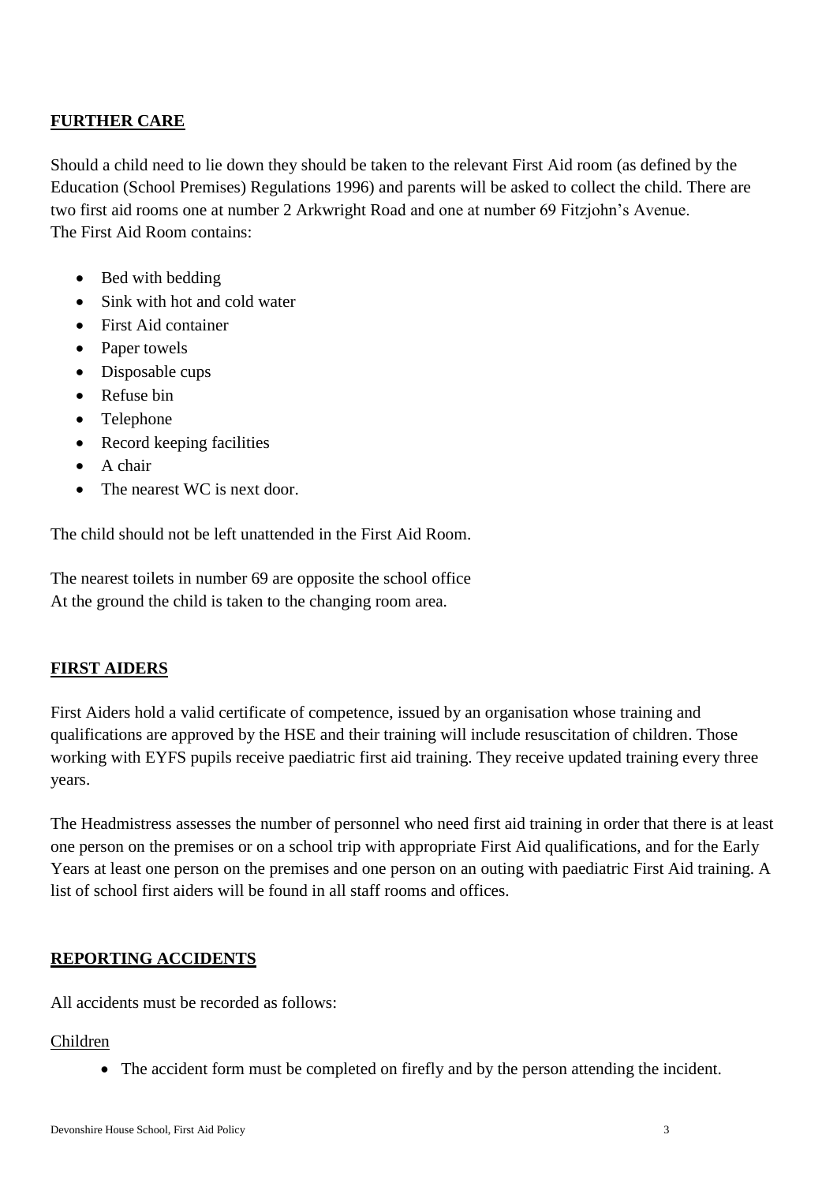## FURTHER CARE

Should a child need to lie down they should be taken to the relevant First Aid room (as defined by the Education (School Premises) Regulations 1996) and parents will be asked to collect the child. There are two first aid rooms one at number 2 Arkwright Road and one at number 69 Fitzjohn's Avenue.
The First Aid Room contains:

- Bed with bedding
- Sink with hot and cold water
- First Aid container
- Paper towels
- Disposable cups
- Refuse bin
- Telephone
- Record keeping facilities
- A chair
- The nearest WC is next door.

The child should not be left unattended in the First Aid Room.

The nearest toilets in number 69 are opposite the school office
At the ground the child is taken to the changing room area.

## FIRST AIDERS

First Aiders hold a valid certificate of competence, issued by an organisation whose training and qualifications are approved by the HSE and their training will include resuscitation of children. Those working with EYFS pupils receive paediatric first aid training. They receive updated training every three years.

The Headmistress assesses the number of personnel who need first aid training in order that there is at least one person on the premises or on a school trip with appropriate First Aid qualifications, and for the Early Years at least one person on the premises and one person on an outing with paediatric First Aid training. A list of school first aiders will be found in all staff rooms and offices.

## REPORTING ACCIDENTS

All accidents must be recorded as follows:

Children

- The accident form must be completed on firefly and by the person attending the incident.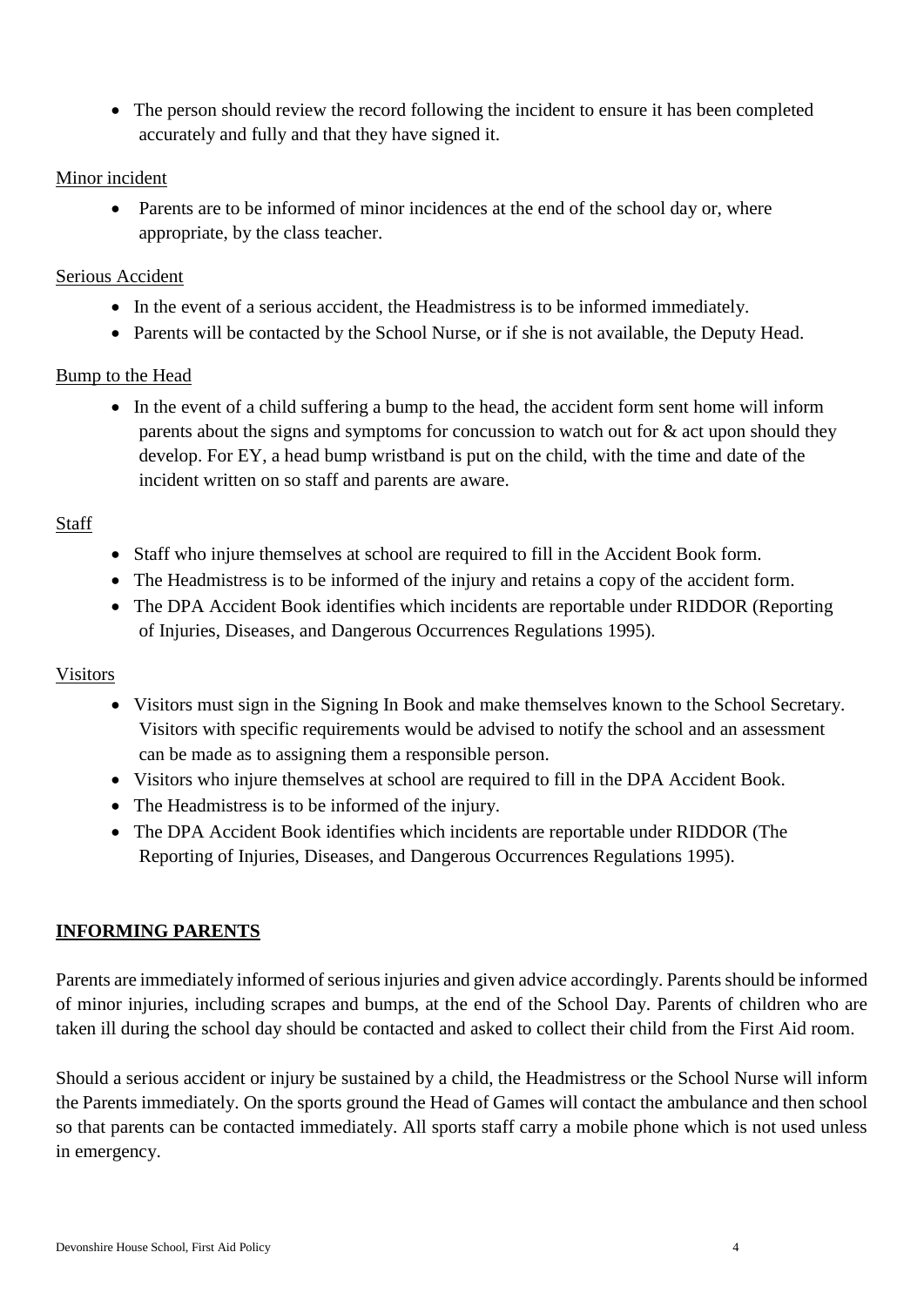- The person should review the record following the incident to ensure it has been completed accurately and fully and that they have signed it.

<u>Minor incident</u>

- Parents are to be informed of minor incidences at the end of the school day or, where appropriate, by the class teacher.

<u>Serious Accident</u>

- In the event of a serious accident, the Headmistress is to be informed immediately.
- Parents will be contacted by the School Nurse, or if she is not available, the Deputy Head.

<u>Bump to the Head</u>

- In the event of a child suffering a bump to the head, the accident form sent home will inform parents about the signs and symptoms for concussion to watch out for & act upon should they develop. For EY, a head bump wristband is put on the child, with the time and date of the incident written on so staff and parents are aware.

<u>Staff</u>

- Staff who injure themselves at school are required to fill in the Accident Book form.
- The Headmistress is to be informed of the injury and retains a copy of the accident form.
- The DPA Accident Book identifies which incidents are reportable under RIDDOR (Reporting of Injuries, Diseases, and Dangerous Occurrences Regulations 1995).

<u>Visitors</u>

- Visitors must sign in the Signing In Book and make themselves known to the School Secretary. Visitors with specific requirements would be advised to notify the school and an assessment can be made as to assigning them a responsible person.
- Visitors who injure themselves at school are required to fill in the DPA Accident Book.
- The Headmistress is to be informed of the injury.
- The DPA Accident Book identifies which incidents are reportable under RIDDOR (The Reporting of Injuries, Diseases, and Dangerous Occurrences Regulations 1995).

## INFORMING PARENTS

Parents are immediately informed of serious injuries and given advice accordingly. Parents should be informed of minor injuries, including scrapes and bumps, at the end of the School Day. Parents of children who are taken ill during the school day should be contacted and asked to collect their child from the First Aid room.

Should a serious accident or injury be sustained by a child, the Headmistress or the School Nurse will inform the Parents immediately. On the sports ground the Head of Games will contact the ambulance and then school so that parents can be contacted immediately. All sports staff carry a mobile phone which is not used unless in emergency.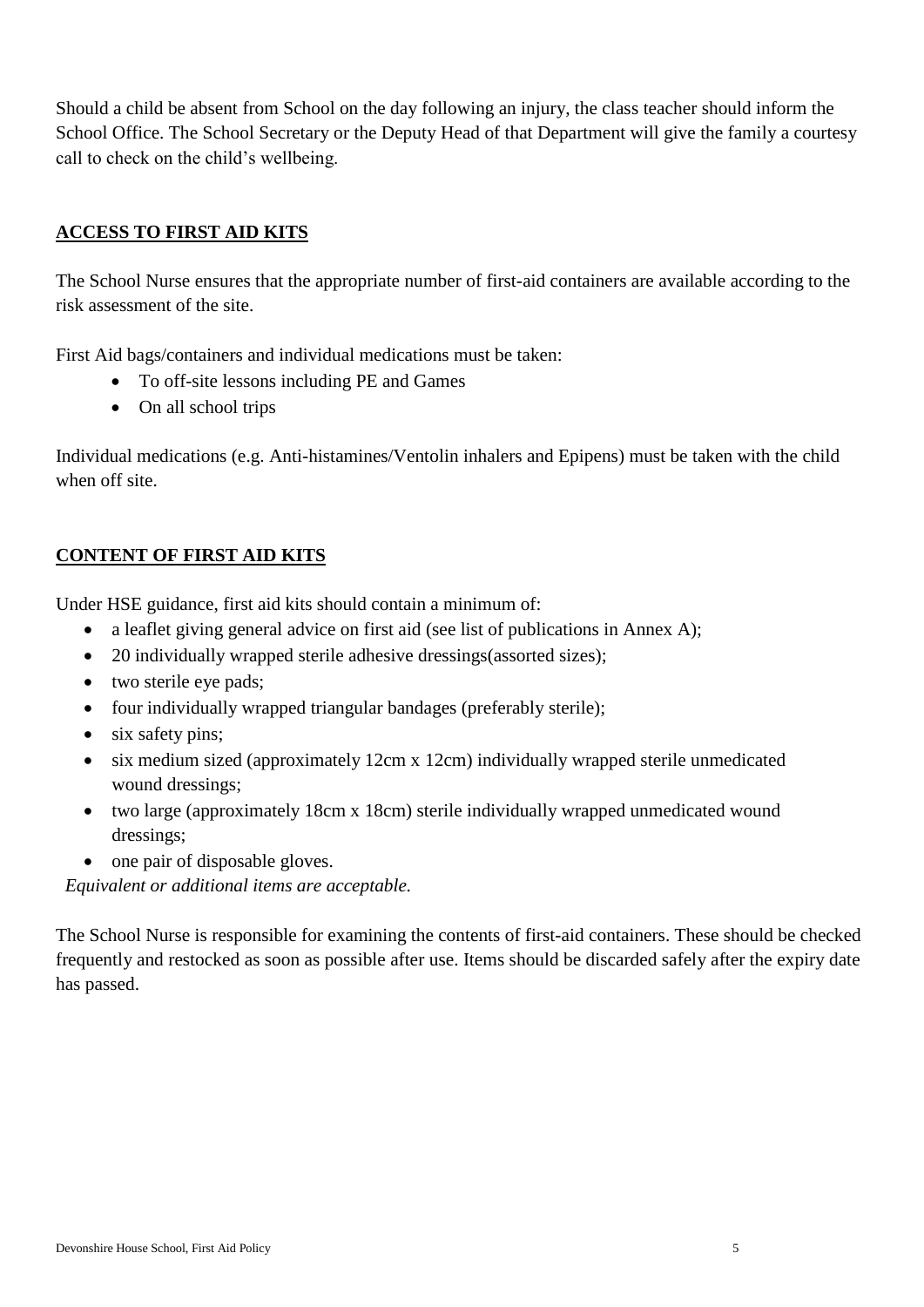Should a child be absent from School on the day following an injury, the class teacher should inform the School Office. The School Secretary or the Deputy Head of that Department will give the family a courtesy call to check on the child's wellbeing.

## ACCESS TO FIRST AID KITS

The School Nurse ensures that the appropriate number of first-aid containers are available according to the risk assessment of the site.

First Aid bags/containers and individual medications must be taken:

- To off-site lessons including PE and Games
- On all school trips

Individual medications (e.g. Anti-histamines/Ventolin inhalers and Epipens) must be taken with the child when off site.

## CONTENT OF FIRST AID KITS

Under HSE guidance, first aid kits should contain a minimum of:

- a leaflet giving general advice on first aid (see list of publications in Annex A);
- 20 individually wrapped sterile adhesive dressings(assorted sizes);
- two sterile eye pads;
- four individually wrapped triangular bandages (preferably sterile);
- six safety pins;
- six medium sized (approximately 12cm x 12cm) individually wrapped sterile unmedicated wound dressings;
- two large (approximately 18cm x 18cm) sterile individually wrapped unmedicated wound dressings;
- one pair of disposable gloves.

*Equivalent or additional items are acceptable.*

The School Nurse is responsible for examining the contents of first-aid containers. These should be checked frequently and restocked as soon as possible after use. Items should be discarded safely after the expiry date has passed.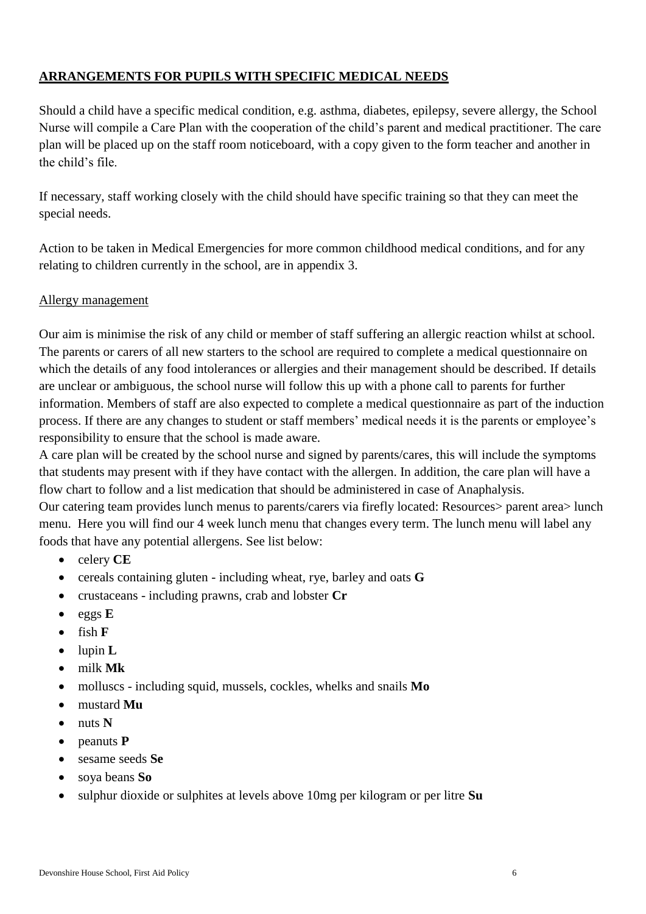## ARRANGEMENTS FOR PUPILS WITH SPECIFIC MEDICAL NEEDS

Should a child have a specific medical condition, e.g. asthma, diabetes, epilepsy, severe allergy, the School Nurse will compile a Care Plan with the cooperation of the child's parent and medical practitioner. The care plan will be placed up on the staff room noticeboard, with a copy given to the form teacher and another in the child's file.

If necessary, staff working closely with the child should have specific training so that they can meet the special needs.

Action to be taken in Medical Emergencies for more common childhood medical conditions, and for any relating to children currently in the school, are in appendix 3.

### Allergy management

Our aim is minimise the risk of any child or member of staff suffering an allergic reaction whilst at school. The parents or carers of all new starters to the school are required to complete a medical questionnaire on which the details of any food intolerances or allergies and their management should be described. If details are unclear or ambiguous, the school nurse will follow this up with a phone call to parents for further information. Members of staff are also expected to complete a medical questionnaire as part of the induction process. If there are any changes to student or staff members' medical needs it is the parents or employee's responsibility to ensure that the school is made aware.

A care plan will be created by the school nurse and signed by parents/cares, this will include the symptoms that students may present with if they have contact with the allergen. In addition, the care plan will have a flow chart to follow and a list medication that should be administered in case of Anaphalysis.

Our catering team provides lunch menus to parents/carers via firefly located: Resources> parent area> lunch menu. Here you will find our 4 week lunch menu that changes every term. The lunch menu will label any foods that have any potential allergens. See list below:

- celery **CE**
- cereals containing gluten - including wheat, rye, barley and oats **G**
- crustaceans - including prawns, crab and lobster **Cr**
- eggs **E**
- fish **F**
- lupin **L**
- milk **Mk**
- molluscs - including squid, mussels, cockles, whelks and snails **Mo**
- mustard **Mu**
- nuts **N**
- peanuts **P**
- sesame seeds **Se**
- soya beans **So**
- sulphur dioxide or sulphites at levels above 10mg per kilogram or per litre **Su**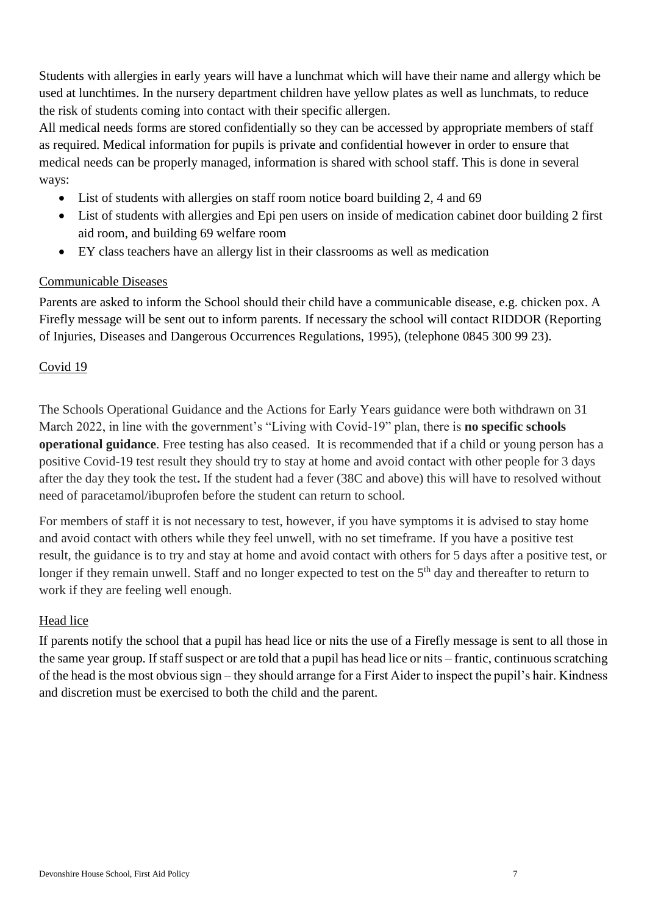Students with allergies in early years will have a lunchmat which will have their name and allergy which be used at lunchtimes. In the nursery department children have yellow plates as well as lunchmats, to reduce the risk of students coming into contact with their specific allergen.

All medical needs forms are stored confidentially so they can be accessed by appropriate members of staff as required. Medical information for pupils is private and confidential however in order to ensure that medical needs can be properly managed, information is shared with school staff. This is done in several ways:

- List of students with allergies on staff room notice board building 2, 4 and 69
- List of students with allergies and Epi pen users on inside of medication cabinet door building 2 first aid room, and building 69 welfare room
- EY class teachers have an allergy list in their classrooms as well as medication

## Communicable Diseases

Parents are asked to inform the School should their child have a communicable disease, e.g. chicken pox. A Firefly message will be sent out to inform parents. If necessary the school will contact RIDDOR (Reporting of Injuries, Diseases and Dangerous Occurrences Regulations, 1995), (telephone 0845 300 99 23).

## Covid 19

The Schools Operational Guidance and the Actions for Early Years guidance were both withdrawn on 31 March 2022, in line with the government's "Living with Covid-19" plan, there is **no specific schools operational guidance**. Free testing has also ceased. It is recommended that if a child or young person has a positive Covid-19 test result they should try to stay at home and avoid contact with other people for 3 days after the day they took the test**.** If the student had a fever (38C and above) this will have to resolved without need of paracetamol/ibuprofen before the student can return to school.

For members of staff it is not necessary to test, however, if you have symptoms it is advised to stay home and avoid contact with others while they feel unwell, with no set timeframe. If you have a positive test result, the guidance is to try and stay at home and avoid contact with others for 5 days after a positive test, or longer if they remain unwell. Staff and no longer expected to test on the 5th day and thereafter to return to work if they are feeling well enough.

## Head lice

If parents notify the school that a pupil has head lice or nits the use of a Firefly message is sent to all those in the same year group. If staff suspect or are told that a pupil has head lice or nits – frantic, continuous scratching of the head is the most obvious sign – they should arrange for a First Aider to inspect the pupil's hair. Kindness and discretion must be exercised to both the child and the parent.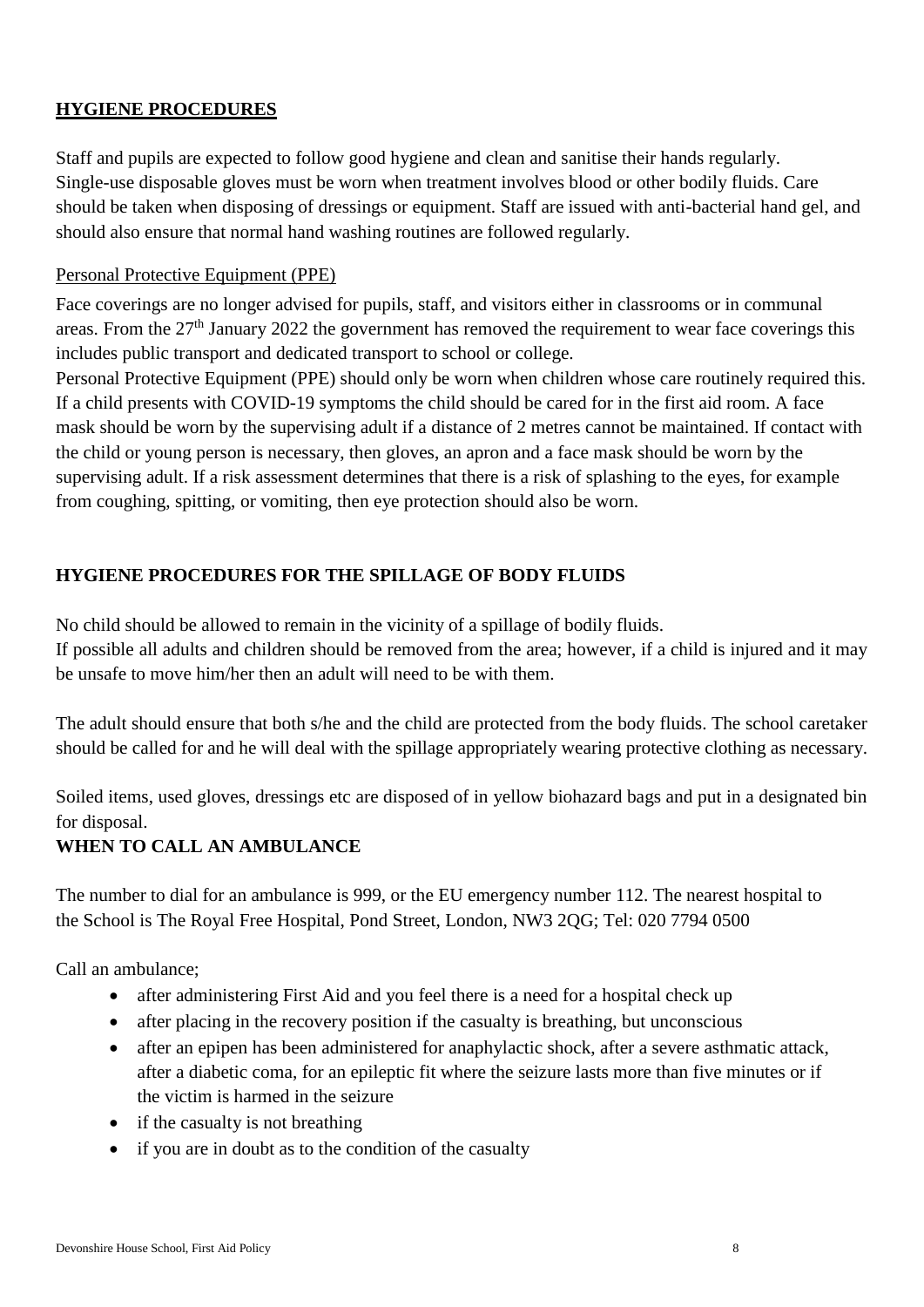## HYGIENE PROCEDURES

Staff and pupils are expected to follow good hygiene and clean and sanitise their hands regularly. Single-use disposable gloves must be worn when treatment involves blood or other bodily fluids. Care should be taken when disposing of dressings or equipment. Staff are issued with anti-bacterial hand gel, and should also ensure that normal hand washing routines are followed regularly.

### Personal Protective Equipment (PPE)

Face coverings are no longer advised for pupils, staff, and visitors either in classrooms or in communal areas. From the 27th January 2022 the government has removed the requirement to wear face coverings this includes public transport and dedicated transport to school or college.

Personal Protective Equipment (PPE) should only be worn when children whose care routinely required this. If a child presents with COVID-19 symptoms the child should be cared for in the first aid room. A face mask should be worn by the supervising adult if a distance of 2 metres cannot be maintained. If contact with the child or young person is necessary, then gloves, an apron and a face mask should be worn by the supervising adult. If a risk assessment determines that there is a risk of splashing to the eyes, for example from coughing, spitting, or vomiting, then eye protection should also be worn.

## HYGIENE PROCEDURES FOR THE SPILLAGE OF BODY FLUIDS

No child should be allowed to remain in the vicinity of a spillage of bodily fluids.

If possible all adults and children should be removed from the area; however, if a child is injured and it may be unsafe to move him/her then an adult will need to be with them.

The adult should ensure that both s/he and the child are protected from the body fluids. The school caretaker should be called for and he will deal with the spillage appropriately wearing protective clothing as necessary.

Soiled items, used gloves, dressings etc are disposed of in yellow biohazard bags and put in a designated bin for disposal.

## WHEN TO CALL AN AMBULANCE

The number to dial for an ambulance is 999, or the EU emergency number 112. The nearest hospital to the School is The Royal Free Hospital, Pond Street, London, NW3 2QG; Tel: 020 7794 0500

Call an ambulance;

- after administering First Aid and you feel there is a need for a hospital check up
- after placing in the recovery position if the casualty is breathing, but unconscious
- after an epipen has been administered for anaphylactic shock, after a severe asthmatic attack, after a diabetic coma, for an epileptic fit where the seizure lasts more than five minutes or if the victim is harmed in the seizure
- if the casualty is not breathing
- if you are in doubt as to the condition of the casualty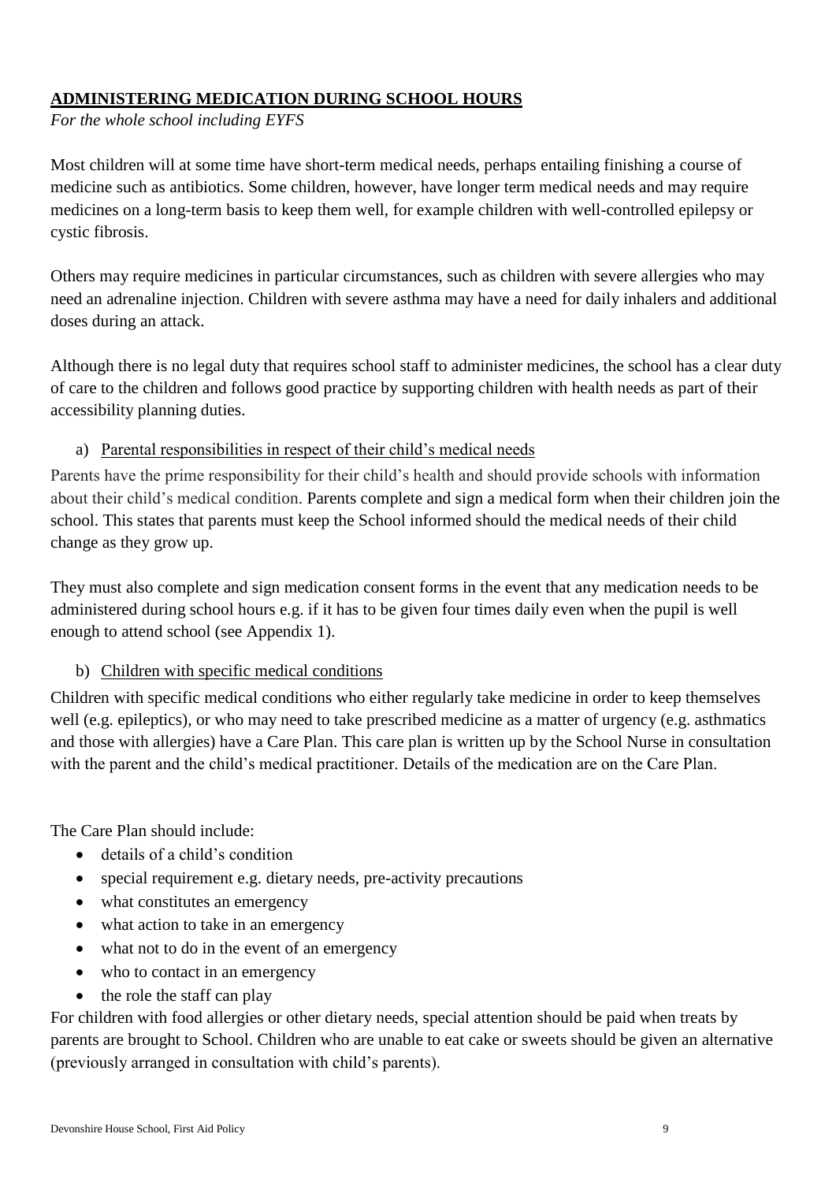## ADMINISTERING MEDICATION DURING SCHOOL HOURS

*For the whole school including EYFS*

Most children will at some time have short-term medical needs, perhaps entailing finishing a course of medicine such as antibiotics. Some children, however, have longer term medical needs and may require medicines on a long-term basis to keep them well, for example children with well-controlled epilepsy or cystic fibrosis.

Others may require medicines in particular circumstances, such as children with severe allergies who may need an adrenaline injection. Children with severe asthma may have a need for daily inhalers and additional doses during an attack.

Although there is no legal duty that requires school staff to administer medicines, the school has a clear duty of care to the children and follows good practice by supporting children with health needs as part of their accessibility planning duties.

a) Parental responsibilities in respect of their child's medical needs

Parents have the prime responsibility for their child's health and should provide schools with information about their child's medical condition. Parents complete and sign a medical form when their children join the school. This states that parents must keep the School informed should the medical needs of their child change as they grow up.

They must also complete and sign medication consent forms in the event that any medication needs to be administered during school hours e.g. if it has to be given four times daily even when the pupil is well enough to attend school (see Appendix 1).

b) Children with specific medical conditions

Children with specific medical conditions who either regularly take medicine in order to keep themselves well (e.g. epileptics), or who may need to take prescribed medicine as a matter of urgency (e.g. asthmatics and those with allergies) have a Care Plan. This care plan is written up by the School Nurse in consultation with the parent and the child's medical practitioner. Details of the medication are on the Care Plan.

The Care Plan should include:

- details of a child's condition
- special requirement e.g. dietary needs, pre-activity precautions
- what constitutes an emergency
- what action to take in an emergency
- what not to do in the event of an emergency
- who to contact in an emergency
- the role the staff can play

For children with food allergies or other dietary needs, special attention should be paid when treats by parents are brought to School. Children who are unable to eat cake or sweets should be given an alternative (previously arranged in consultation with child's parents).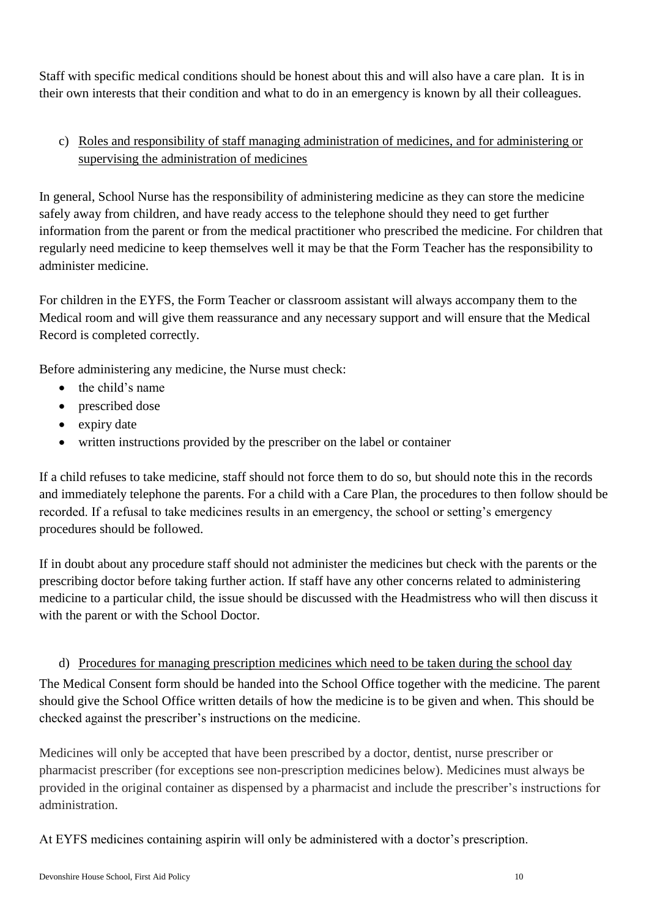Staff with specific medical conditions should be honest about this and will also have a care plan. It is in their own interests that their condition and what to do in an emergency is known by all their colleagues.

c) Roles and responsibility of staff managing administration of medicines, and for administering or supervising the administration of medicines

In general, School Nurse has the responsibility of administering medicine as they can store the medicine safely away from children, and have ready access to the telephone should they need to get further information from the parent or from the medical practitioner who prescribed the medicine. For children that regularly need medicine to keep themselves well it may be that the Form Teacher has the responsibility to administer medicine.

For children in the EYFS, the Form Teacher or classroom assistant will always accompany them to the Medical room and will give them reassurance and any necessary support and will ensure that the Medical Record is completed correctly.

Before administering any medicine, the Nurse must check:

- the child's name
- prescribed dose
- expiry date
- written instructions provided by the prescriber on the label or container

If a child refuses to take medicine, staff should not force them to do so, but should note this in the records and immediately telephone the parents. For a child with a Care Plan, the procedures to then follow should be recorded. If a refusal to take medicines results in an emergency, the school or setting's emergency procedures should be followed.

If in doubt about any procedure staff should not administer the medicines but check with the parents or the prescribing doctor before taking further action. If staff have any other concerns related to administering medicine to a particular child, the issue should be discussed with the Headmistress who will then discuss it with the parent or with the School Doctor.

d) Procedures for managing prescription medicines which need to be taken during the school day

The Medical Consent form should be handed into the School Office together with the medicine. The parent should give the School Office written details of how the medicine is to be given and when. This should be checked against the prescriber's instructions on the medicine.

Medicines will only be accepted that have been prescribed by a doctor, dentist, nurse prescriber or pharmacist prescriber (for exceptions see non-prescription medicines below). Medicines must always be provided in the original container as dispensed by a pharmacist and include the prescriber's instructions for administration.

At EYFS medicines containing aspirin will only be administered with a doctor's prescription.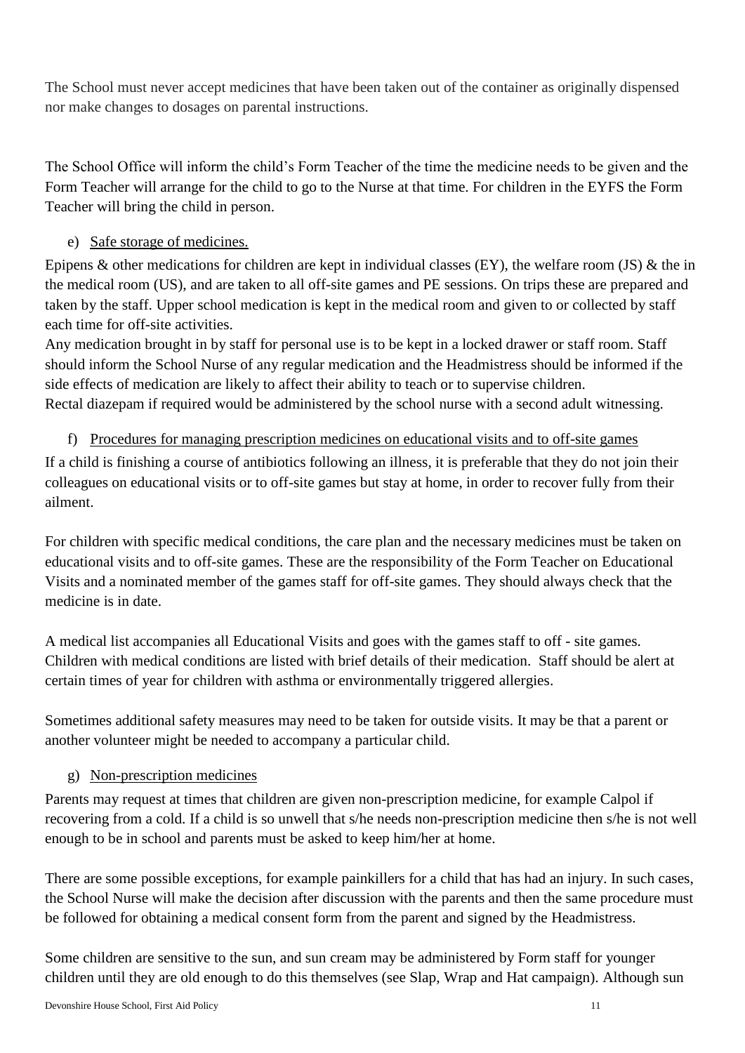The School must never accept medicines that have been taken out of the container as originally dispensed nor make changes to dosages on parental instructions.

The School Office will inform the child's Form Teacher of the time the medicine needs to be given and the Form Teacher will arrange for the child to go to the Nurse at that time. For children in the EYFS the Form Teacher will bring the child in person.

e) Safe storage of medicines.

Epipens & other medications for children are kept in individual classes (EY), the welfare room (JS) & the in the medical room (US), and are taken to all off-site games and PE sessions. On trips these are prepared and taken by the staff. Upper school medication is kept in the medical room and given to or collected by staff each time for off-site activities.
Any medication brought in by staff for personal use is to be kept in a locked drawer or staff room. Staff should inform the School Nurse of any regular medication and the Headmistress should be informed if the side effects of medication are likely to affect their ability to teach or to supervise children.
Rectal diazepam if required would be administered by the school nurse with a second adult witnessing.

f) Procedures for managing prescription medicines on educational visits and to off-site games

If a child is finishing a course of antibiotics following an illness, it is preferable that they do not join their colleagues on educational visits or to off-site games but stay at home, in order to recover fully from their ailment.

For children with specific medical conditions, the care plan and the necessary medicines must be taken on educational visits and to off-site games. These are the responsibility of the Form Teacher on Educational Visits and a nominated member of the games staff for off-site games. They should always check that the medicine is in date.

A medical list accompanies all Educational Visits and goes with the games staff to off - site games. Children with medical conditions are listed with brief details of their medication. Staff should be alert at certain times of year for children with asthma or environmentally triggered allergies.

Sometimes additional safety measures may need to be taken for outside visits. It may be that a parent or another volunteer might be needed to accompany a particular child.

g) Non-prescription medicines

Parents may request at times that children are given non-prescription medicine, for example Calpol if recovering from a cold. If a child is so unwell that s/he needs non-prescription medicine then s/he is not well enough to be in school and parents must be asked to keep him/her at home.

There are some possible exceptions, for example painkillers for a child that has had an injury. In such cases, the School Nurse will make the decision after discussion with the parents and then the same procedure must be followed for obtaining a medical consent form from the parent and signed by the Headmistress.

Some children are sensitive to the sun, and sun cream may be administered by Form staff for younger children until they are old enough to do this themselves (see Slap, Wrap and Hat campaign). Although sun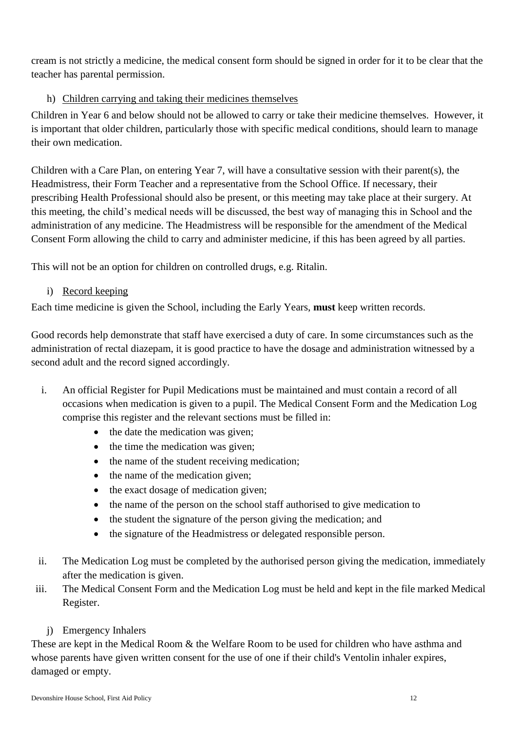cream is not strictly a medicine, the medical consent form should be signed in order for it to be clear that the teacher has parental permission.

h) Children carrying and taking their medicines themselves

Children in Year 6 and below should not be allowed to carry or take their medicine themselves. However, it is important that older children, particularly those with specific medical conditions, should learn to manage their own medication.

Children with a Care Plan, on entering Year 7, will have a consultative session with their parent(s), the Headmistress, their Form Teacher and a representative from the School Office. If necessary, their prescribing Health Professional should also be present, or this meeting may take place at their surgery. At this meeting, the child's medical needs will be discussed, the best way of managing this in School and the administration of any medicine. The Headmistress will be responsible for the amendment of the Medical Consent Form allowing the child to carry and administer medicine, if this has been agreed by all parties.

This will not be an option for children on controlled drugs, e.g. Ritalin.

i) Record keeping

Each time medicine is given the School, including the Early Years, **must** keep written records.

Good records help demonstrate that staff have exercised a duty of care. In some circumstances such as the administration of rectal diazepam, it is good practice to have the dosage and administration witnessed by a second adult and the record signed accordingly.

i. An official Register for Pupil Medications must be maintained and must contain a record of all occasions when medication is given to a pupil. The Medical Consent Form and the Medication Log comprise this register and the relevant sections must be filled in:
    - the date the medication was given;
    - the time the medication was given;
    - the name of the student receiving medication;
    - the name of the medication given;
    - the exact dosage of medication given;
    - the name of the person on the school staff authorised to give medication to
    - the student the signature of the person giving the medication; and
    - the signature of the Headmistress or delegated responsible person.
ii. The Medication Log must be completed by the authorised person giving the medication, immediately after the medication is given.
iii. The Medical Consent Form and the Medication Log must be held and kept in the file marked Medical Register.

j) Emergency Inhalers

These are kept in the Medical Room & the Welfare Room to be used for children who have asthma and whose parents have given written consent for the use of one if their child's Ventolin inhaler expires, damaged or empty.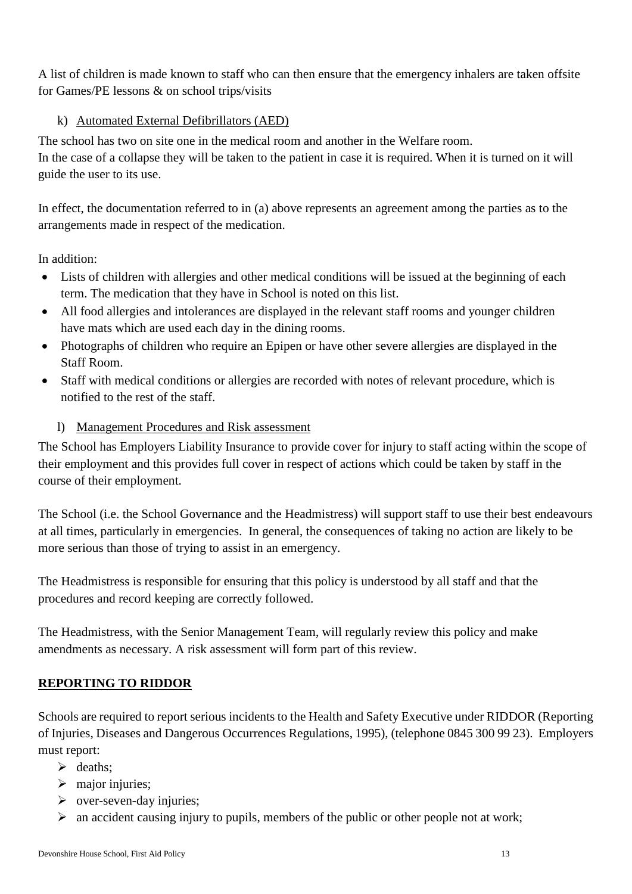A list of children is made known to staff who can then ensure that the emergency inhalers are taken offsite for Games/PE lessons & on school trips/visits

k) Automated External Defibrillators (AED)

The school has two on site one in the medical room and another in the Welfare room.
In the case of a collapse they will be taken to the patient in case it is required. When it is turned on it will guide the user to its use.

In effect, the documentation referred to in (a) above represents an agreement among the parties as to the arrangements made in respect of the medication.

In addition:

- Lists of children with allergies and other medical conditions will be issued at the beginning of each term. The medication that they have in School is noted on this list.
- All food allergies and intolerances are displayed in the relevant staff rooms and younger children have mats which are used each day in the dining rooms.
- Photographs of children who require an Epipen or have other severe allergies are displayed in the Staff Room.
- Staff with medical conditions or allergies are recorded with notes of relevant procedure, which is notified to the rest of the staff.

l) Management Procedures and Risk assessment

The School has Employers Liability Insurance to provide cover for injury to staff acting within the scope of their employment and this provides full cover in respect of actions which could be taken by staff in the course of their employment.

The School (i.e. the School Governance and the Headmistress) will support staff to use their best endeavours at all times, particularly in emergencies. In general, the consequences of taking no action are likely to be more serious than those of trying to assist in an emergency.

The Headmistress is responsible for ensuring that this policy is understood by all staff and that the procedures and record keeping are correctly followed.

The Headmistress, with the Senior Management Team, will regularly review this policy and make amendments as necessary. A risk assessment will form part of this review.

## REPORTING TO RIDDOR

Schools are required to report serious incidents to the Health and Safety Executive under RIDDOR (Reporting of Injuries, Diseases and Dangerous Occurrences Regulations, 1995), (telephone 0845 300 99 23). Employers must report:

- deaths;
- major injuries;
- over-seven-day injuries;
- an accident causing injury to pupils, members of the public or other people not at work;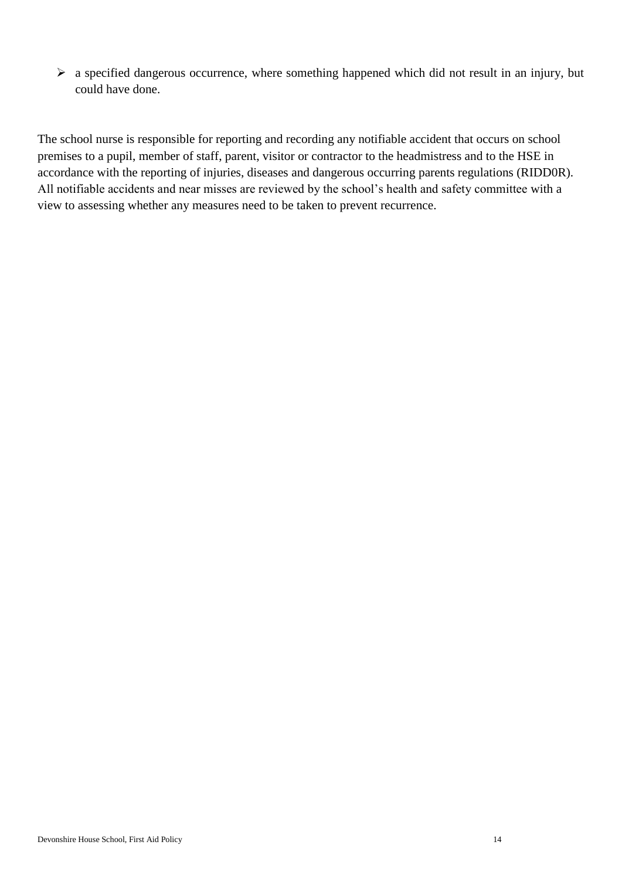- a specified dangerous occurrence, where something happened which did not result in an injury, but could have done.

The school nurse is responsible for reporting and recording any notifiable accident that occurs on school premises to a pupil, member of staff, parent, visitor or contractor to the headmistress and to the HSE in accordance with the reporting of injuries, diseases and dangerous occurring parents regulations (RIDD0R). All notifiable accidents and near misses are reviewed by the school's health and safety committee with a view to assessing whether any measures need to be taken to prevent recurrence.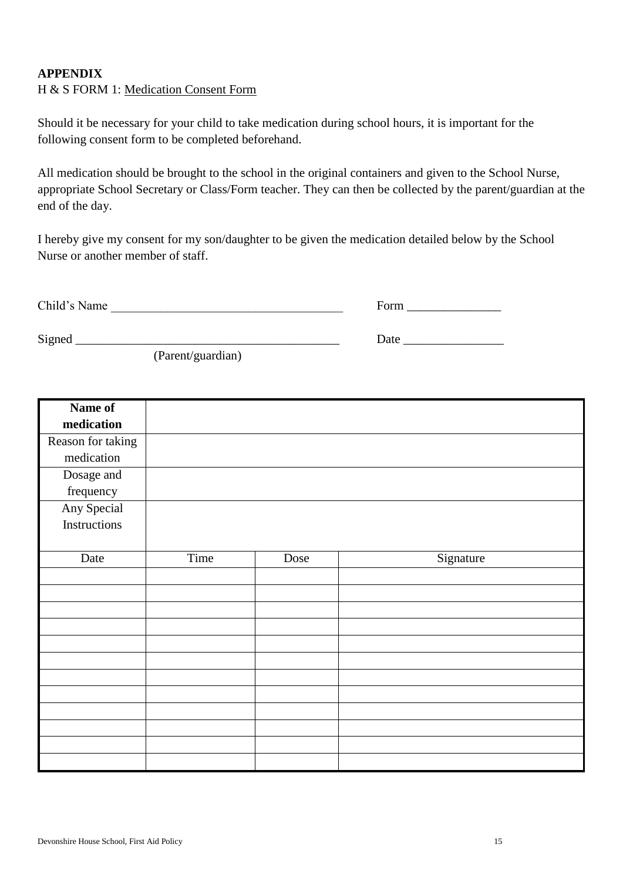**APPENDIX**

H & S FORM 1: Medication Consent Form

Should it be necessary for your child to take medication during school hours, it is important for the following consent form to be completed beforehand.

All medication should be brought to the school in the original containers and given to the School Nurse, appropriate School Secretary or Class/Form teacher. They can then be collected by the parent/guardian at the end of the day.

I hereby give my consent for my son/daughter to be given the medication detailed below by the School Nurse or another member of staff.

Child's Name ______________________________________ Form _______________

Signed ___________________________________________ Date ________________
(Parent/guardian)

| **Name of medication** | | | |
|---|---|---|---|
| Reason for taking medication | | | |
| Dosage and frequency | | | |
| Any Special Instructions | | | |
| Date | Time | Dose | Signature |
| | | | |
| | | | |
| | | | |
| | | | |
| | | | |
| | | | |
| | | | |
| | | | |
| | | | |
| | | | |
| | | | |
| | | | |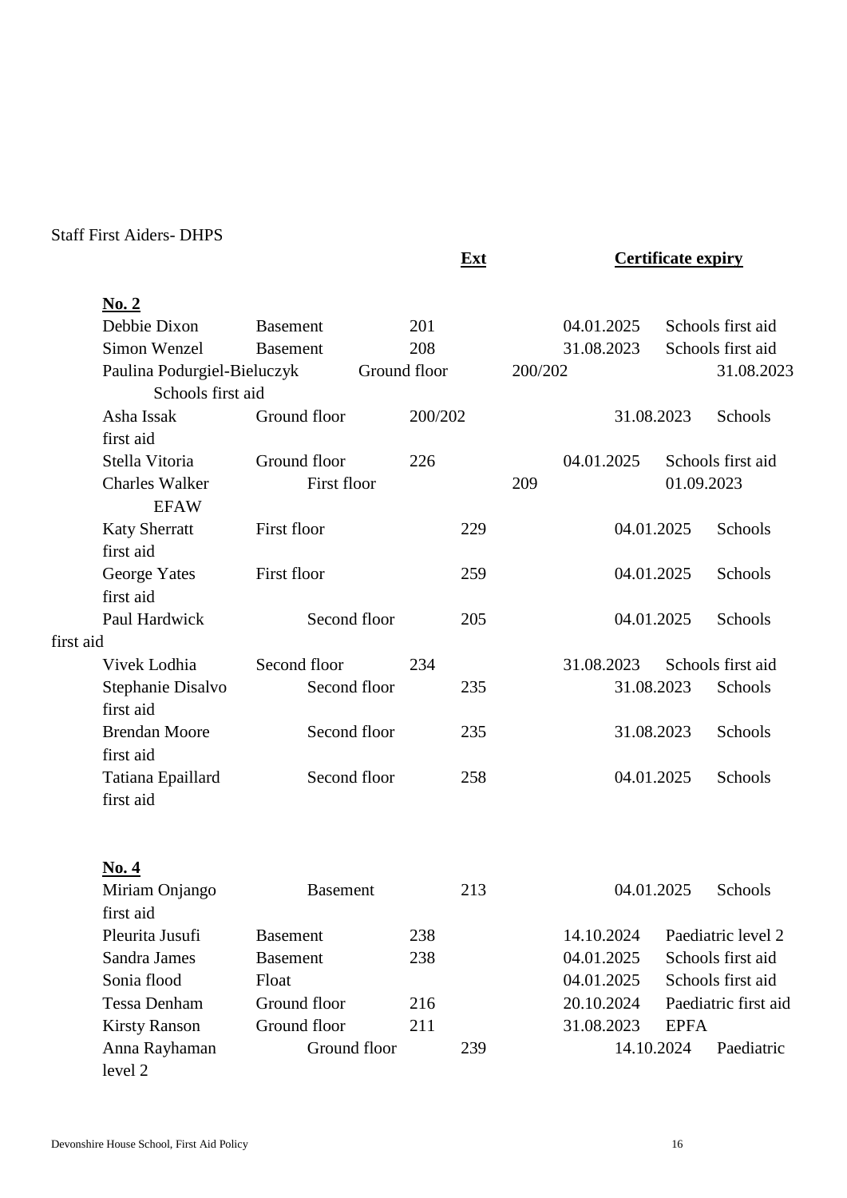Staff First Aiders- DHPS

| Name | Location | Ext | Certificate expiry | Type |
|---|---|---|---|---|
| **No. 2** | | | | |
| Debbie Dixon | Basement | 201 | 04.01.2025 | Schools first aid |
| Simon Wenzel | Basement | 208 | 31.08.2023 | Schools first aid |
| Paulina Podurgiel-Bieluczyk | Ground floor | 200/202 | 31.08.2023 | Schools first aid |
| Asha Issak | Ground floor | 200/202 | 31.08.2023 | Schools first aid |
| Stella Vitoria | Ground floor | 226 | 04.01.2025 | Schools first aid |
| Charles Walker | First floor | 209 | 01.09.2023 | EFAW |
| Katy Sherratt | First floor | 229 | 04.01.2025 | Schools first aid |
| George Yates | First floor | 259 | 04.01.2025 | Schools first aid |
| Paul Hardwick | Second floor | 205 | 04.01.2025 | Schools first aid |
| Vivek Lodhia | Second floor | 234 | 31.08.2023 | Schools first aid |
| Stephanie Disalvo | Second floor | 235 | 31.08.2023 | Schools first aid |
| Brendan Moore | Second floor | 235 | 31.08.2023 | Schools first aid |
| Tatiana Epaillard | Second floor | 258 | 04.01.2025 | Schools first aid |
| **No. 4** | | | | |
| Miriam Onjango | Basement | 213 | 04.01.2025 | Schools first aid |
| Pleurita Jusufi | Basement | 238 | 14.10.2024 | Paediatric level 2 |
| Sandra James | Basement | 238 | 04.01.2025 | Schools first aid |
| Sonia flood | Float | | 04.01.2025 | Schools first aid |
| Tessa Denham | Ground floor | 216 | 20.10.2024 | Paediatric first aid |
| Kirsty Ranson | Ground floor | 211 | 31.08.2023 | EPFA |
| Anna Rayhaman | Ground floor | 239 | 14.10.2024 | Paediatric level 2 |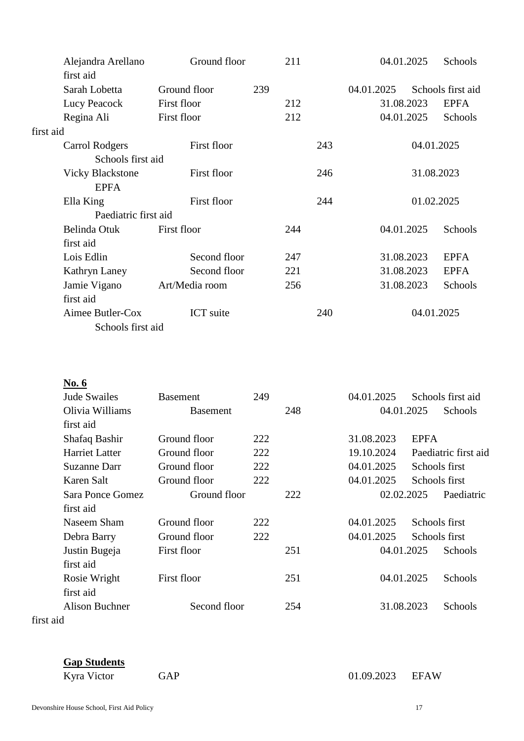| Name | Location | Ext. | Date | Qualification |
|---|---|---|---|---|
| Alejandra Arellano | Ground floor | 211 | 04.01.2025 | Schools first aid |
| Sarah Lobetta | Ground floor | 239 | 04.01.2025 | Schools first aid |
| Lucy Peacock | First floor | 212 | 31.08.2023 | EPFA |
| Regina Ali | First floor | 212 | 04.01.2025 | Schools first aid |
| Carrol Rodgers | First floor | 243 | 04.01.2025 | Schools first aid |
| Vicky Blackstone | First floor | 246 | 31.08.2023 | EPFA |
| Ella King | First floor | 244 | 01.02.2025 | Paediatric first aid |
| Belinda Otuk | First floor | 244 | 04.01.2025 | Schools first aid |
| Lois Edlin | Second floor | 247 | 31.08.2023 | EPFA |
| Kathryn Laney | Second floor | 221 | 31.08.2023 | EPFA |
| Jamie Vigano | Art/Media room | 256 | 31.08.2023 | Schools first aid |
| Aimee Butler-Cox | ICT suite | 240 | 04.01.2025 | Schools first aid |

**No. 6**

| Name | Location | Ext. | Date | Qualification |
|---|---|---|---|---|
| Jude Swailes | Basement | 249 | 04.01.2025 | Schools first aid |
| Olivia Williams | Basement | 248 | 04.01.2025 | Schools first aid |
| Shafaq Bashir | Ground floor | 222 | 31.08.2023 | EPFA |
| Harriet Latter | Ground floor | 222 | 19.10.2024 | Paediatric first aid |
| Suzanne Darr | Ground floor | 222 | 04.01.2025 | Schools first |
| Karen Salt | Ground floor | 222 | 04.01.2025 | Schools first |
| Sara Ponce Gomez | Ground floor | 222 | 02.02.2025 | Paediatric first aid |
| Naseem Sham | Ground floor | 222 | 04.01.2025 | Schools first |
| Debra Barry | Ground floor | 222 | 04.01.2025 | Schools first |
| Justin Bugeja | First floor | 251 | 04.01.2025 | Schools first aid |
| Rosie Wright | First floor | 251 | 04.01.2025 | Schools first aid |
| Alison Buchner | Second floor | 254 | 31.08.2023 | Schools first aid |

**Gap Students**

| Name | Location | Ext. | Date | Qualification |
|---|---|---|---|---|
| Kyra Victor | GAP | | 01.09.2023 | EFAW |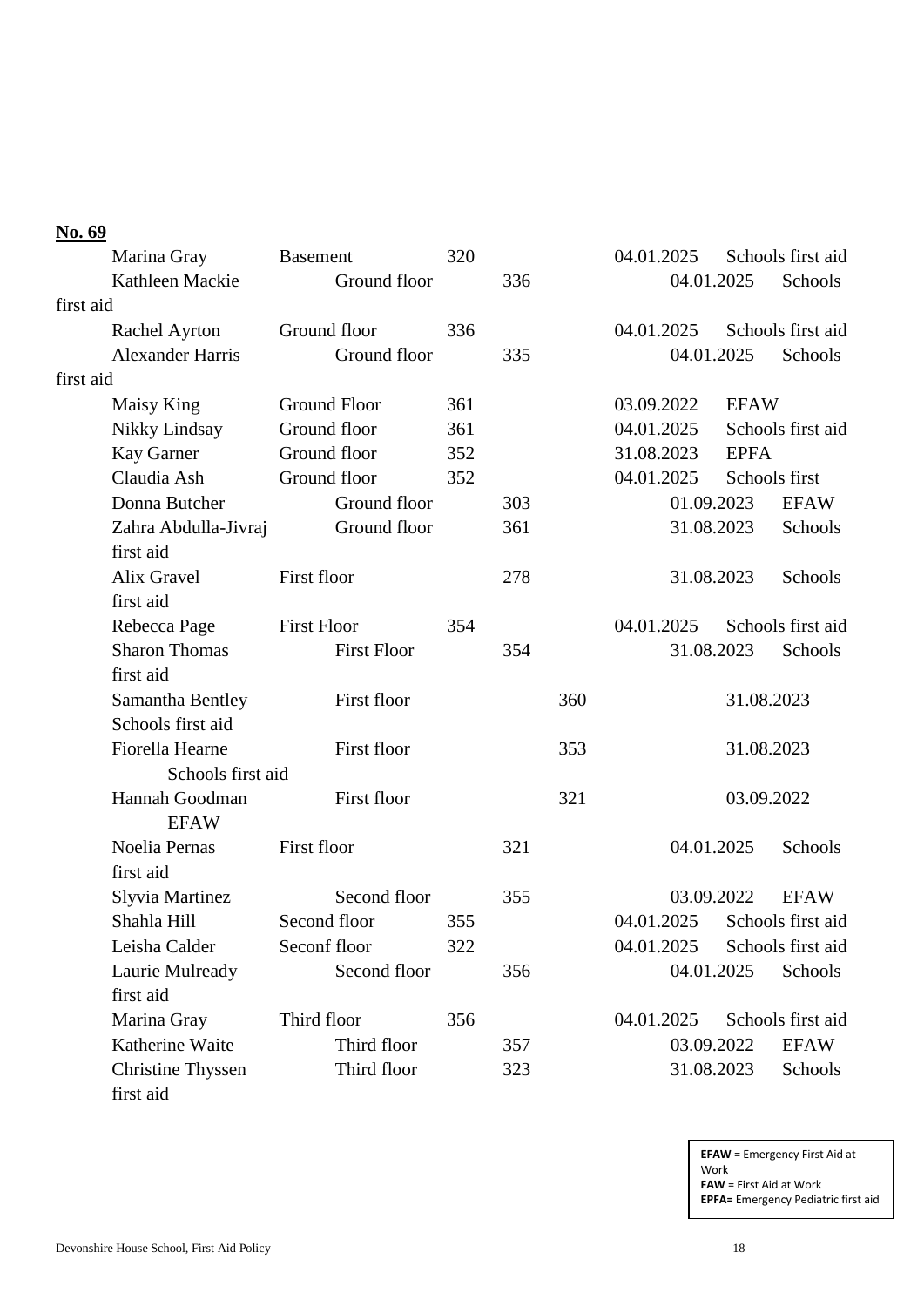**No. 69**

| Name | Location | Room | Date | Qualification |
|---|---|---|---|---|
| Marina Gray | Basement | 320 | 04.01.2025 | Schools first aid |
| Kathleen Mackie | Ground floor | 336 | 04.01.2025 | Schools first aid |
| Rachel Ayrton | Ground floor | 336 | 04.01.2025 | Schools first aid |
| Alexander Harris | Ground floor | 335 | 04.01.2025 | Schools first aid |
| Maisy King | Ground Floor | 361 | 03.09.2022 | EFAW |
| Nikky Lindsay | Ground floor | 361 | 04.01.2025 | Schools first aid |
| Kay Garner | Ground floor | 352 | 31.08.2023 | EPFA |
| Claudia Ash | Ground floor | 352 | 04.01.2025 | Schools first |
| Donna Butcher | Ground floor | 303 | 01.09.2023 | EFAW |
| Zahra Abdulla-Jivraj | Ground floor | 361 | 31.08.2023 | Schools first aid |
| Alix Gravel | First floor | 278 | 31.08.2023 | Schools first aid |
| Rebecca Page | First Floor | 354 | 04.01.2025 | Schools first aid |
| Sharon Thomas | First Floor | 354 | 31.08.2023 | Schools first aid |
| Samantha Bentley | First floor | 360 | 31.08.2023 | Schools first aid |
| Fiorella Hearne | First floor | 353 | 31.08.2023 | Schools first aid |
| Hannah Goodman | First floor | 321 | 03.09.2022 | EFAW |
| Noelia Pernas | First floor | 321 | 04.01.2025 | Schools first aid |
| Slyvia Martinez | Second floor | 355 | 03.09.2022 | EFAW |
| Shahla Hill | Second floor | 355 | 04.01.2025 | Schools first aid |
| Leisha Calder | Seconf floor | 322 | 04.01.2025 | Schools first aid |
| Laurie Mulready | Second floor | 356 | 04.01.2025 | Schools first aid |
| Marina Gray | Third floor | 356 | 04.01.2025 | Schools first aid |
| Katherine Waite | Third floor | 357 | 03.09.2022 | EFAW |
| Christine Thyssen | Third floor | 323 | 31.08.2023 | Schools first aid |

**EFAW** = Emergency First Aid at Work
**FAW** = First Aid at Work
**EPFA=** Emergency Pediatric first aid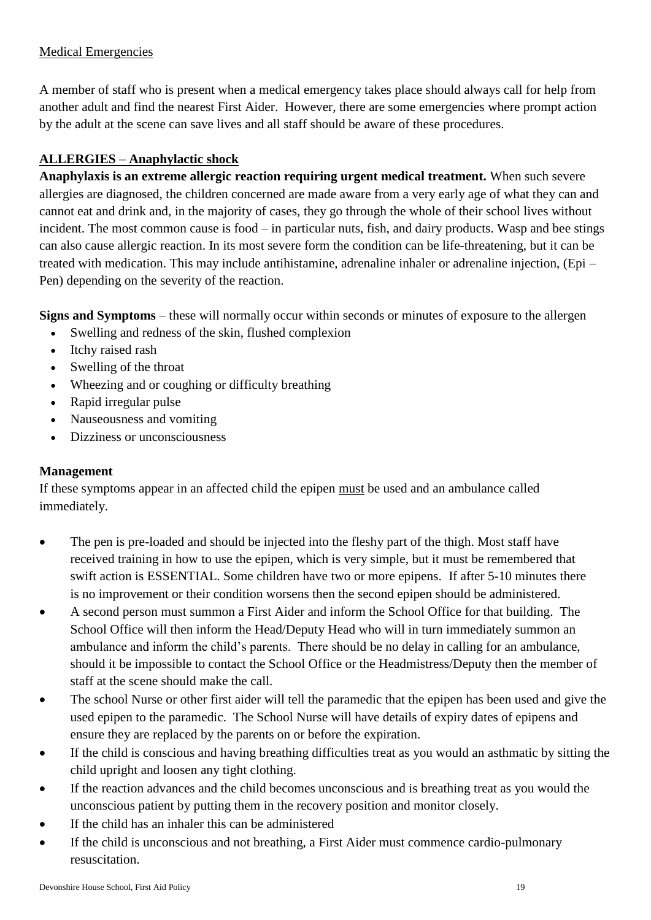## Medical Emergencies

A member of staff who is present when a medical emergency takes place should always call for help from another adult and find the nearest First Aider. However, there are some emergencies where prompt action by the adult at the scene can save lives and all staff should be aware of these procedures.

### ALLERGIES – Anaphylactic shock

**Anaphylaxis is an extreme allergic reaction requiring urgent medical treatment.** When such severe allergies are diagnosed, the children concerned are made aware from a very early age of what they can and cannot eat and drink and, in the majority of cases, they go through the whole of their school lives without incident. The most common cause is food – in particular nuts, fish, and dairy products. Wasp and bee stings can also cause allergic reaction. In its most severe form the condition can be life-threatening, but it can be treated with medication. This may include antihistamine, adrenaline inhaler or adrenaline injection, (Epi – Pen) depending on the severity of the reaction.

**Signs and Symptoms** – these will normally occur within seconds or minutes of exposure to the allergen

- Swelling and redness of the skin, flushed complexion
- Itchy raised rash
- Swelling of the throat
- Wheezing and or coughing or difficulty breathing
- Rapid irregular pulse
- Nauseousness and vomiting
- Dizziness or unconsciousness

**Management**

If these symptoms appear in an affected child the epipen must be used and an ambulance called immediately.

- The pen is pre-loaded and should be injected into the fleshy part of the thigh. Most staff have received training in how to use the epipen, which is very simple, but it must be remembered that swift action is ESSENTIAL. Some children have two or more epipens. If after 5-10 minutes there is no improvement or their condition worsens then the second epipen should be administered.
- A second person must summon a First Aider and inform the School Office for that building. The School Office will then inform the Head/Deputy Head who will in turn immediately summon an ambulance and inform the child's parents. There should be no delay in calling for an ambulance, should it be impossible to contact the School Office or the Headmistress/Deputy then the member of staff at the scene should make the call.
- The school Nurse or other first aider will tell the paramedic that the epipen has been used and give the used epipen to the paramedic. The School Nurse will have details of expiry dates of epipens and ensure they are replaced by the parents on or before the expiration.
- If the child is conscious and having breathing difficulties treat as you would an asthmatic by sitting the child upright and loosen any tight clothing.
- If the reaction advances and the child becomes unconscious and is breathing treat as you would the unconscious patient by putting them in the recovery position and monitor closely.
- If the child has an inhaler this can be administered
- If the child is unconscious and not breathing, a First Aider must commence cardio-pulmonary resuscitation.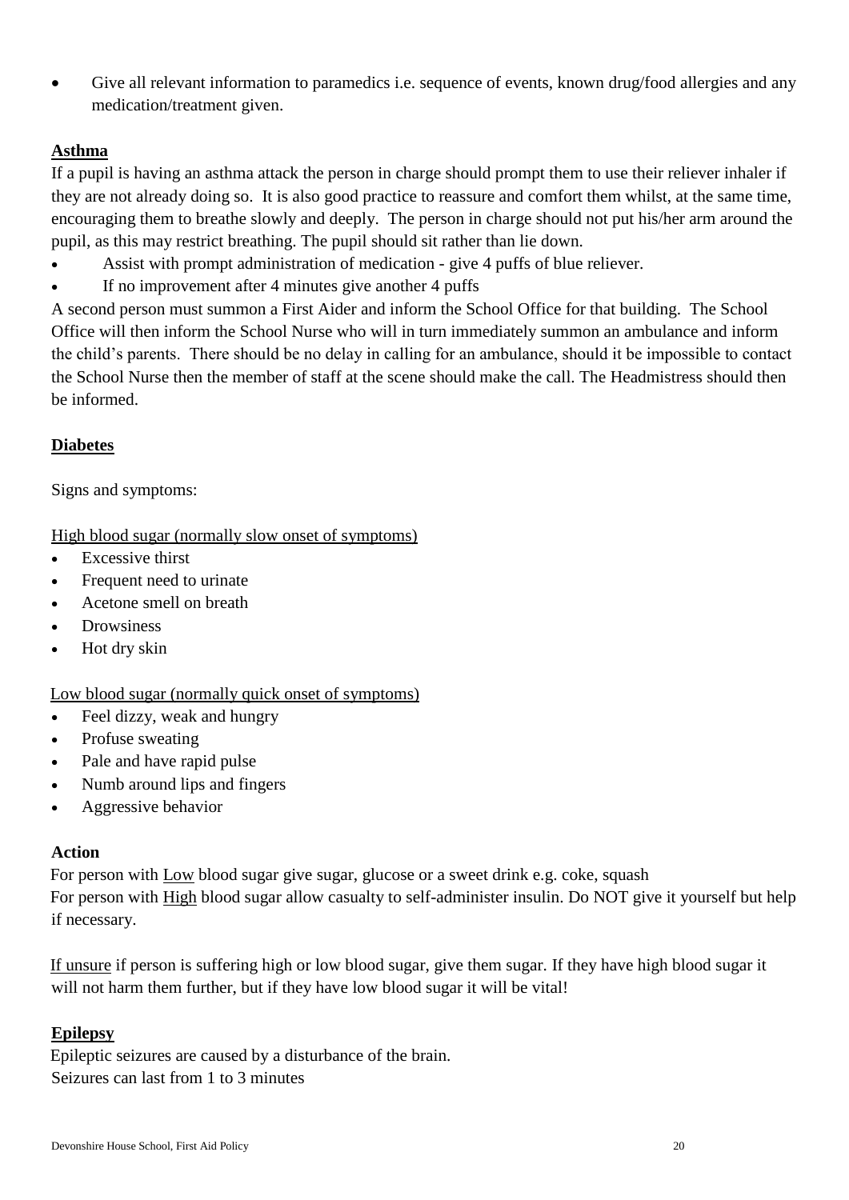- Give all relevant information to paramedics i.e. sequence of events, known drug/food allergies and any medication/treatment given.

## Asthma

If a pupil is having an asthma attack the person in charge should prompt them to use their reliever inhaler if they are not already doing so. It is also good practice to reassure and comfort them whilst, at the same time, encouraging them to breathe slowly and deeply. The person in charge should not put his/her arm around the pupil, as this may restrict breathing. The pupil should sit rather than lie down.

- Assist with prompt administration of medication - give 4 puffs of blue reliever.
- If no improvement after 4 minutes give another 4 puffs

A second person must summon a First Aider and inform the School Office for that building. The School Office will then inform the School Nurse who will in turn immediately summon an ambulance and inform the child's parents. There should be no delay in calling for an ambulance, should it be impossible to contact the School Nurse then the member of staff at the scene should make the call. The Headmistress should then be informed.

## Diabetes

Signs and symptoms:

High blood sugar (normally slow onset of symptoms)

- Excessive thirst
- Frequent need to urinate
- Acetone smell on breath
- Drowsiness
- Hot dry skin

Low blood sugar (normally quick onset of symptoms)

- Feel dizzy, weak and hungry
- Profuse sweating
- Pale and have rapid pulse
- Numb around lips and fingers
- Aggressive behavior

### Action

For person with Low blood sugar give sugar, glucose or a sweet drink e.g. coke, squash
For person with High blood sugar allow casualty to self-administer insulin. Do NOT give it yourself but help if necessary.

If unsure if person is suffering high or low blood sugar, give them sugar. If they have high blood sugar it will not harm them further, but if they have low blood sugar it will be vital!

## Epilepsy

Epileptic seizures are caused by a disturbance of the brain.
Seizures can last from 1 to 3 minutes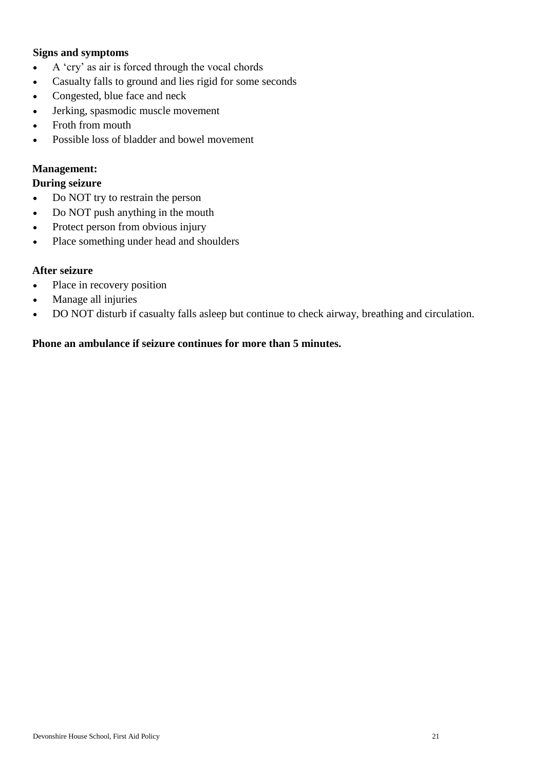**Signs and symptoms**

- A 'cry' as air is forced through the vocal chords
- Casualty falls to ground and lies rigid for some seconds
- Congested, blue face and neck
- Jerking, spasmodic muscle movement
- Froth from mouth
- Possible loss of bladder and bowel movement

**Management:**

**During seizure**

- Do NOT try to restrain the person
- Do NOT push anything in the mouth
- Protect person from obvious injury
- Place something under head and shoulders

**After seizure**

- Place in recovery position
- Manage all injuries
- DO NOT disturb if casualty falls asleep but continue to check airway, breathing and circulation.

**Phone an ambulance if seizure continues for more than 5 minutes.**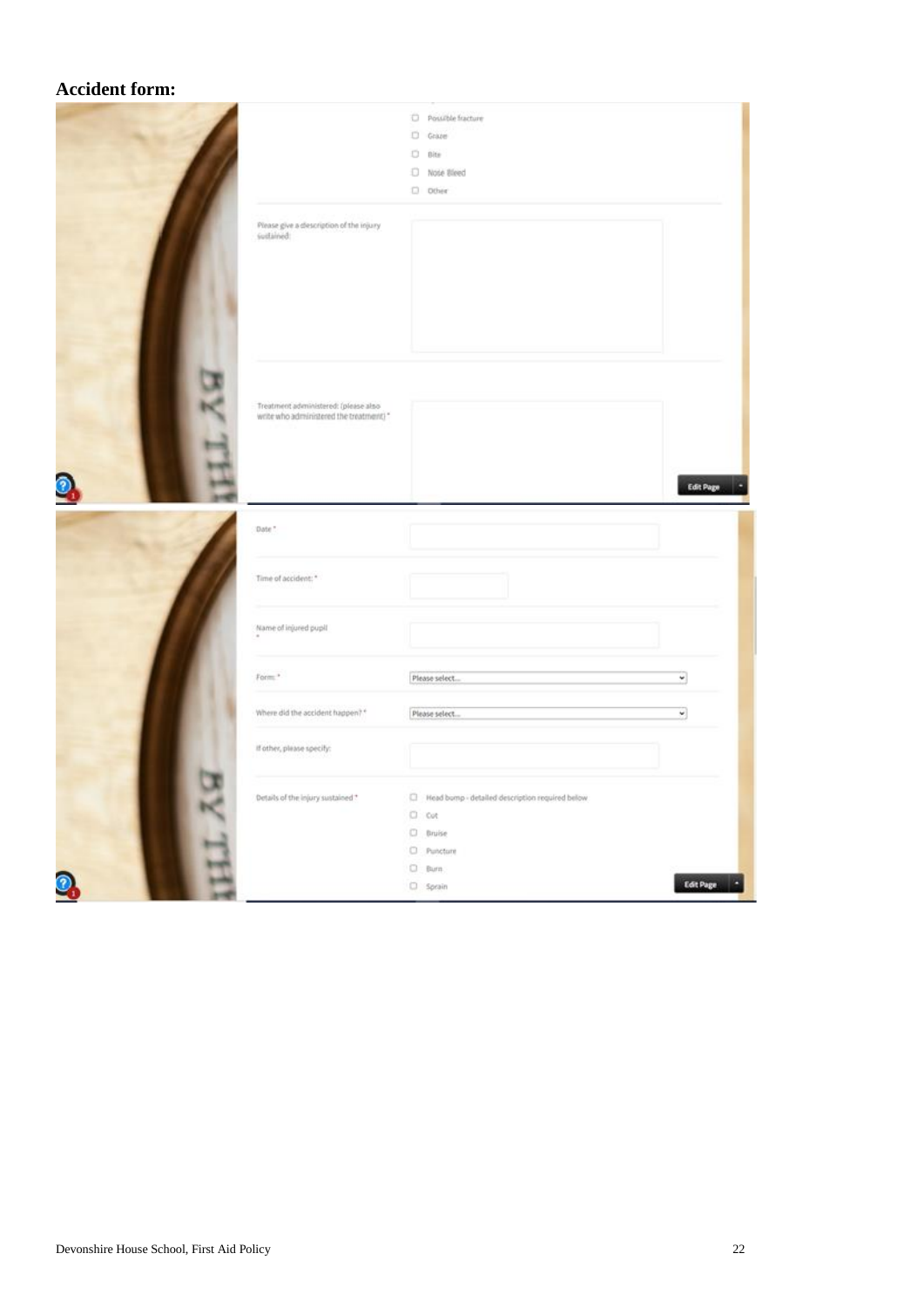**Accident form:**

- ☐ Possible fracture
- ☐ Graze
- ☐ Bite
- ☐ Nose Bleed
- ☐ Other

Please give a description of the injury sustained:

Treatment administered: (please also write who administered the treatment) *

Edit Page

Date *

Time of accident: *

Name of injured pupil *

Form: * Please select...

Where did the accident happen? * Please select...

If other, please specify:

Details of the injury sustained *

- ☐ Head bump - detailed description required below
- ☐ Cut
- ☐ Bruise
- ☐ Puncture
- ☐ Burn
- ☐ Sprain

Edit Page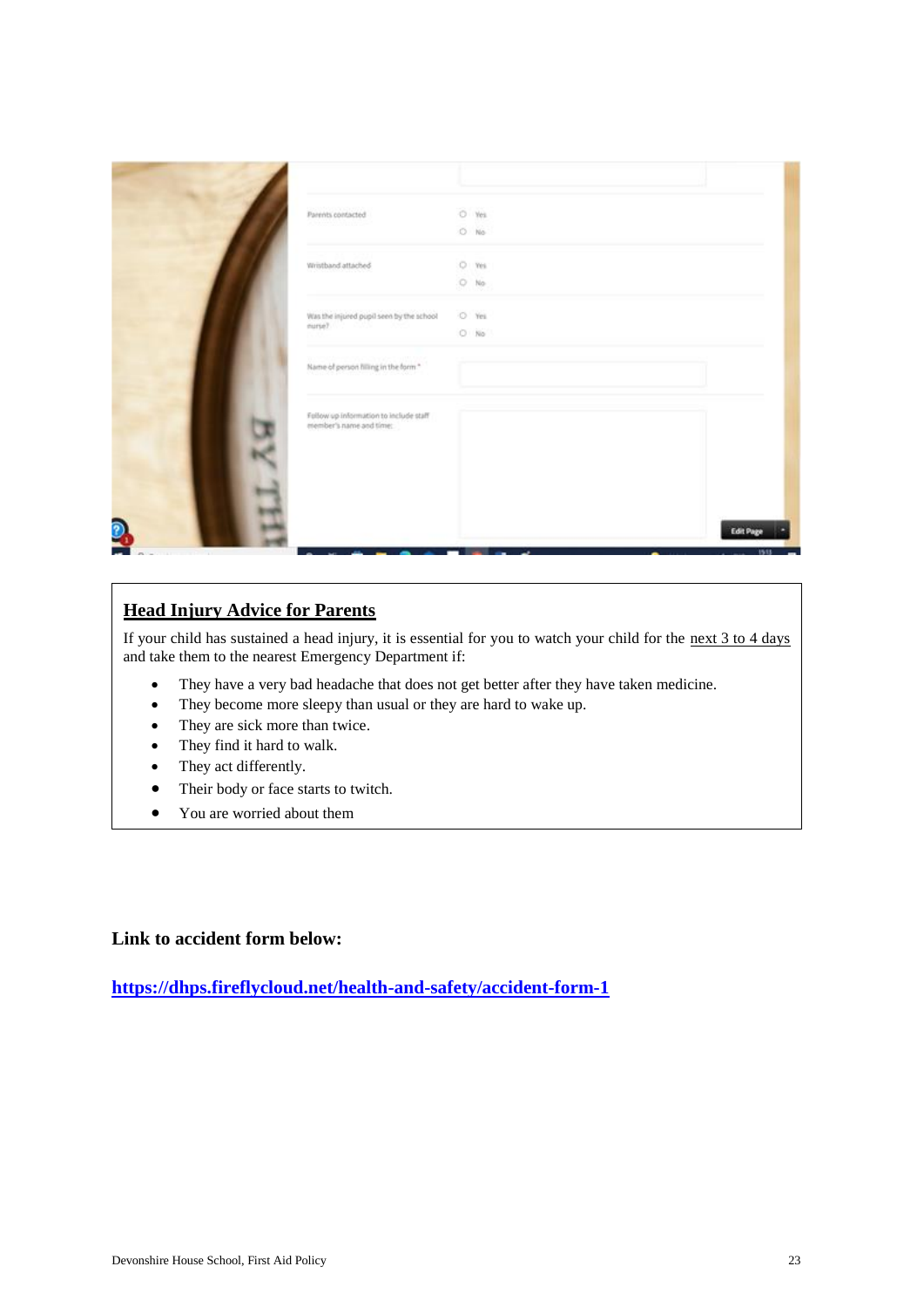## Head Injury Advice for Parents

If your child has sustained a head injury, it is essential for you to watch your child for the next 3 to 4 days and take them to the nearest Emergency Department if:

- They have a very bad headache that does not get better after they have taken medicine.
- They become more sleepy than usual or they are hard to wake up.
- They are sick more than twice.
- They find it hard to walk.
- They act differently.
- Their body or face starts to twitch.
- You are worried about them

**Link to accident form below:**

**https://dhps.fireflycloud.net/health-and-safety/accident-form-1**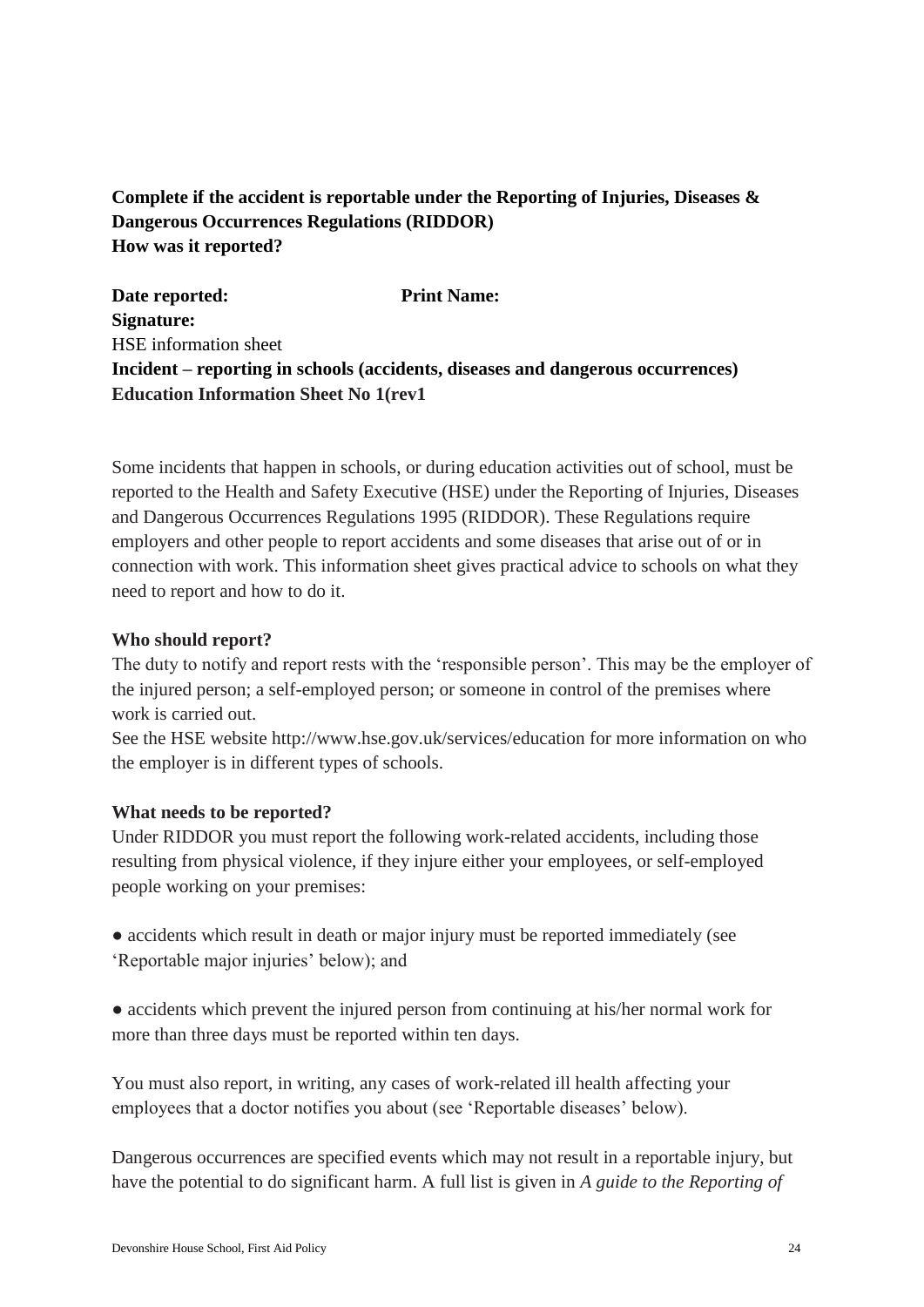**Complete if the accident is reportable under the Reporting of Injuries, Diseases & Dangerous Occurrences Regulations (RIDDOR)**
**How was it reported?**

**Date reported:** **Print Name:**
**Signature:**

HSE information sheet

**Incident – reporting in schools (accidents, diseases and dangerous occurrences)**
**Education Information Sheet No 1(rev1**

Some incidents that happen in schools, or during education activities out of school, must be reported to the Health and Safety Executive (HSE) under the Reporting of Injuries, Diseases and Dangerous Occurrences Regulations 1995 (RIDDOR). These Regulations require employers and other people to report accidents and some diseases that arise out of or in connection with work. This information sheet gives practical advice to schools on what they need to report and how to do it.

**Who should report?**

The duty to notify and report rests with the 'responsible person'. This may be the employer of the injured person; a self-employed person; or someone in control of the premises where work is carried out.
See the HSE website http://www.hse.gov.uk/services/education for more information on who the employer is in different types of schools.

**What needs to be reported?**

Under RIDDOR you must report the following work-related accidents, including those resulting from physical violence, if they injure either your employees, or self-employed people working on your premises:

- accidents which result in death or major injury must be reported immediately (see 'Reportable major injuries' below); and

- accidents which prevent the injured person from continuing at his/her normal work for more than three days must be reported within ten days.

You must also report, in writing, any cases of work-related ill health affecting your employees that a doctor notifies you about (see 'Reportable diseases' below).

Dangerous occurrences are specified events which may not result in a reportable injury, but have the potential to do significant harm. A full list is given in *A guide to the Reporting of*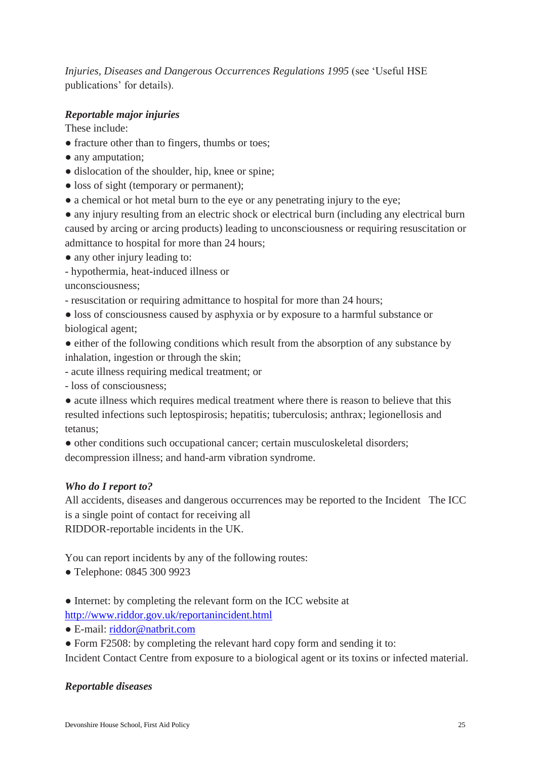*Injuries, Diseases and Dangerous Occurrences Regulations 1995* (see 'Useful HSE publications' for details).

***Reportable major injuries***

These include:

● fracture other than to fingers, thumbs or toes;

● any amputation;

● dislocation of the shoulder, hip, knee or spine;

● loss of sight (temporary or permanent);

● a chemical or hot metal burn to the eye or any penetrating injury to the eye;

● any injury resulting from an electric shock or electrical burn (including any electrical burn caused by arcing or arcing products) leading to unconsciousness or requiring resuscitation or admittance to hospital for more than 24 hours;

● any other injury leading to:

- hypothermia, heat-induced illness or unconsciousness;
- resuscitation or requiring admittance to hospital for more than 24 hours;

● loss of consciousness caused by asphyxia or by exposure to a harmful substance or biological agent;

● either of the following conditions which result from the absorption of any substance by inhalation, ingestion or through the skin;

- acute illness requiring medical treatment; or
- loss of consciousness;

● acute illness which requires medical treatment where there is reason to believe that this resulted infections such leptospirosis; hepatitis; tuberculosis; anthrax; legionellosis and tetanus;

● other conditions such occupational cancer; certain musculoskeletal disorders; decompression illness; and hand-arm vibration syndrome.

***Who do I report to?***

All accidents, diseases and dangerous occurrences may be reported to the Incident The ICC is a single point of contact for receiving all RIDDOR-reportable incidents in the UK.

You can report incidents by any of the following routes:

● Telephone: 0845 300 9923

● Internet: by completing the relevant form on the ICC website at http://www.riddor.gov.uk/reportanincident.html

● E-mail: riddor@natbrit.com

● Form F2508: by completing the relevant hard copy form and sending it to:

Incident Contact Centre from exposure to a biological agent or its toxins or infected material.

***Reportable diseases***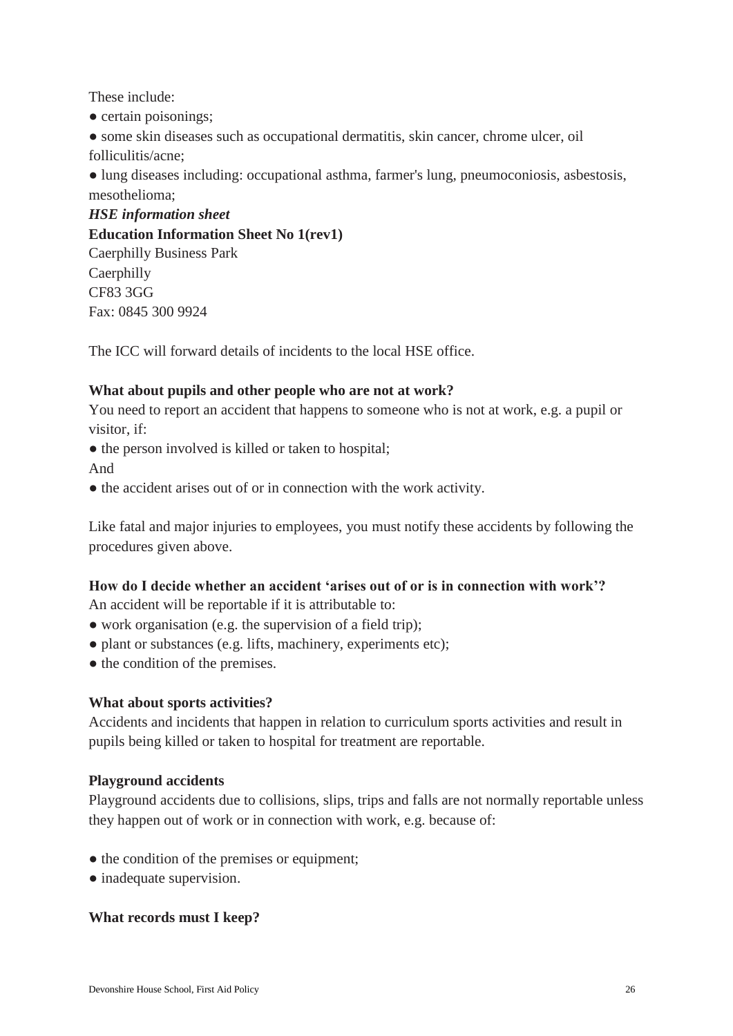These include:

- certain poisonings;
- some skin diseases such as occupational dermatitis, skin cancer, chrome ulcer, oil folliculitis/acne;
- lung diseases including: occupational asthma, farmer's lung, pneumoconiosis, asbestosis, mesothelioma;

***HSE information sheet***

**Education Information Sheet No 1(rev1)**

Caerphilly Business Park
Caerphilly
CF83 3GG
Fax: 0845 300 9924

The ICC will forward details of incidents to the local HSE office.

**What about pupils and other people who are not at work?**

You need to report an accident that happens to someone who is not at work, e.g. a pupil or visitor, if:

- the person involved is killed or taken to hospital;

And

- the accident arises out of or in connection with the work activity.

Like fatal and major injuries to employees, you must notify these accidents by following the procedures given above.

**How do I decide whether an accident 'arises out of or is in connection with work'?**

An accident will be reportable if it is attributable to:

- work organisation (e.g. the supervision of a field trip);
- plant or substances (e.g. lifts, machinery, experiments etc);
- the condition of the premises.

**What about sports activities?**

Accidents and incidents that happen in relation to curriculum sports activities and result in pupils being killed or taken to hospital for treatment are reportable.

**Playground accidents**

Playground accidents due to collisions, slips, trips and falls are not normally reportable unless they happen out of work or in connection with work, e.g. because of:

- the condition of the premises or equipment;
- inadequate supervision.

**What records must I keep?**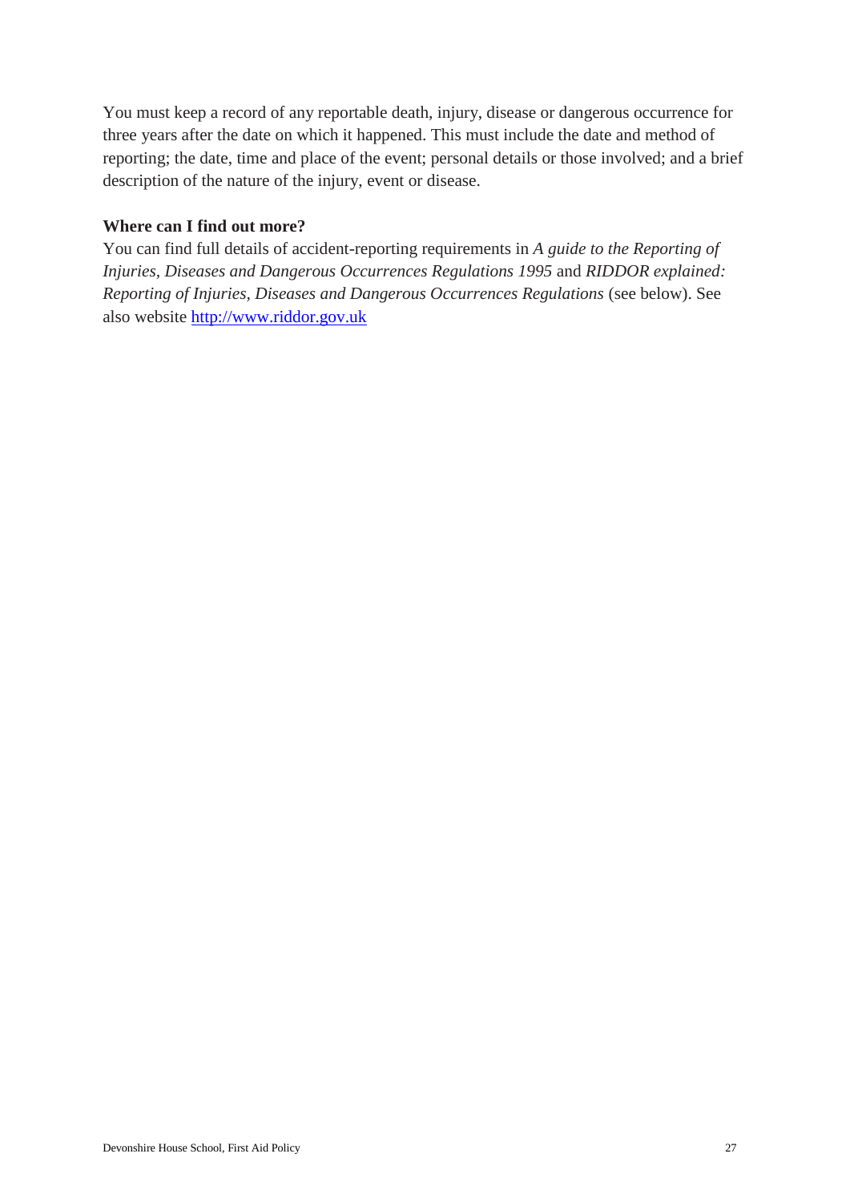You must keep a record of any reportable death, injury, disease or dangerous occurrence for three years after the date on which it happened. This must include the date and method of reporting; the date, time and place of the event; personal details or those involved; and a brief description of the nature of the injury, event or disease.

**Where can I find out more?**

You can find full details of accident-reporting requirements in *A guide to the Reporting of Injuries, Diseases and Dangerous Occurrences Regulations 1995* and *RIDDOR explained: Reporting of Injuries, Diseases and Dangerous Occurrences Regulations* (see below). See also website http://www.riddor.gov.uk